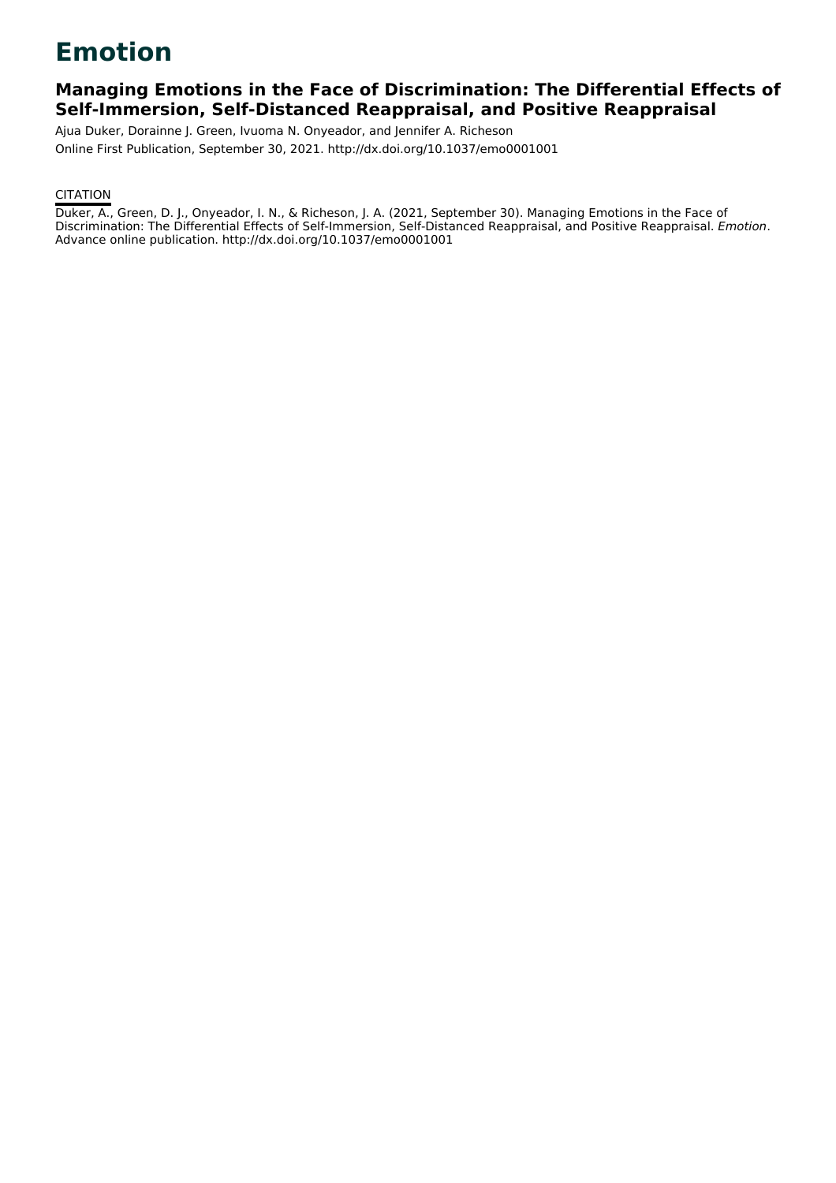# Emotion

## Managing Emotions in the Face of Discrimination: The Differential Effects of Self-Immersion, Self-Distanced Reappraisal, and Positive Reappraisal

Ajua Duker, Dorainne J. Green, Ivuoma N. Onyeador, and Jennifer A. Richeson

Online First Publication, September 30, 2021. http://dx.doi.org/10.1037/emo0001001

CITATION

Duker, A., Green, D. J., Onyeador, I. N., & Richeson, J. A. (2021, September 30). Managing Emotions in the Face of Discrimination: The Differential Effects of Self-Immersion, Self-Distanced Reappraisal, and Positive Reappraisal. *Emotion*. Advance online publication. http://dx.doi.org/10.1037/emo0001001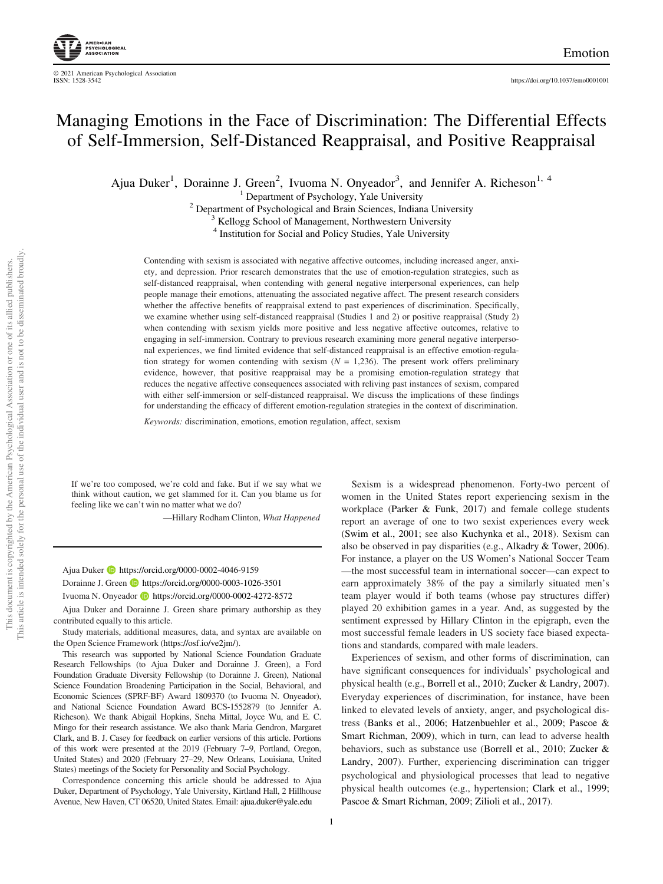# Managing Emotions in the Face of Discrimination: The Differential Effects of Self-Immersion, Self-Distanced Reappraisal, and Positive Reappraisal

Ajua Duker[1], Dorainne J. Green[2], Ivuoma N. Onyeador[3], and Jennifer A. Richeson[1, 4]

[1] Department of Psychology, Yale University
[2] Department of Psychological and Brain Sciences, Indiana University
[3] Kellogg School of Management, Northwestern University
[4] Institution for Social and Policy Studies, Yale University

Contending with sexism is associated with negative affective outcomes, including increased anger, anxiety, and depression. Prior research demonstrates that the use of emotion-regulation strategies, such as self-distanced reappraisal, when contending with general negative interpersonal experiences, can help people manage their emotions, attenuating the associated negative affect. The present research considers whether the affective benefits of reappraisal extend to past experiences of discrimination. Specifically, we examine whether using self-distanced reappraisal (Studies 1 and 2) or positive reappraisal (Study 2) when contending with sexism yields more positive and less negative affective outcomes, relative to engaging in self-immersion. Contrary to previous research examining more general negative interpersonal experiences, we find limited evidence that self-distanced reappraisal is an effective emotion-regulation strategy for women contending with sexism ($N = 1{,}236$). The present work offers preliminary evidence, however, that positive reappraisal may be a promising emotion-regulation strategy that reduces the negative affective consequences associated with reliving past instances of sexism, compared with either self-immersion or self-distanced reappraisal. We discuss the implications of these findings for understanding the efficacy of different emotion-regulation strategies in the context of discrimination.

*Keywords:* discrimination, emotions, emotion regulation, affect, sexism

> If we're too composed, we're cold and fake. But if we say what we think without caution, we get slammed for it. Can you blame us for feeling like we can't win no matter what we do?
>
> —Hillary Rodham Clinton, *What Happened*

Ajua Duker https://orcid.org/0000-0002-4046-9159

Dorainne J. Green https://orcid.org/0000-0003-1026-3501

Ivuoma N. Onyeador https://orcid.org/0000-0002-4272-8572

Ajua Duker and Dorainne J. Green share primary authorship as they contributed equally to this article.

Study materials, additional measures, data, and syntax are available on the Open Science Framework (https://osf.io/ve2jm/).

This research was supported by National Science Foundation Graduate Research Fellowships (to Ajua Duker and Dorainne J. Green), a Ford Foundation Graduate Diversity Fellowship (to Dorainne J. Green), National Science Foundation Broadening Participation in the Social, Behavioral, and Economic Sciences (SPRF-BF) Award 1809370 (to Ivuoma N. Onyeador), and National Science Foundation Award BCS-1552879 (to Jennifer A. Richeson). We thank Abigail Hopkins, Sneha Mittal, Joyce Wu, and E. C. Mingo for their research assistance. We also thank Maria Gendron, Margaret Clark, and B. J. Casey for feedback on earlier versions of this article. Portions of this work were presented at the 2019 (February 7–9, Portland, Oregon, United States) and 2020 (February 27–29, New Orleans, Louisiana, United States) meetings of the Society for Personality and Social Psychology.

Correspondence concerning this article should be addressed to Ajua Duker, Department of Psychology, Yale University, Kirtland Hall, 2 Hillhouse Avenue, New Haven, CT 06520, United States. Email: ajua.duker@yale.edu

Sexism is a widespread phenomenon. Forty-two percent of women in the United States report experiencing sexism in the workplace (Parker & Funk, 2017) and female college students report an average of one to two sexist experiences every week (Swim et al., 2001; see also Kuchynka et al., 2018). Sexism can also be observed in pay disparities (e.g., Alkadry & Tower, 2006). For instance, a player on the US Women's National Soccer Team—the most successful team in international soccer—can expect to earn approximately 38% of the pay a similarly situated men's team player would if both teams (whose pay structures differ) played 20 exhibition games in a year. And, as suggested by the sentiment expressed by Hillary Clinton in the epigraph, even the most successful female leaders in US society face biased expectations and standards, compared with male leaders.

Experiences of sexism, and other forms of discrimination, can have significant consequences for individuals' psychological and physical health (e.g., Borrell et al., 2010; Zucker & Landry, 2007). Everyday experiences of discrimination, for instance, have been linked to elevated levels of anxiety, anger, and psychological distress (Banks et al., 2006; Hatzenbuehler et al., 2009; Pascoe & Smart Richman, 2009), which in turn, can lead to adverse health behaviors, such as substance use (Borrell et al., 2010; Zucker & Landry, 2007). Further, experiencing discrimination can trigger psychological and physiological processes that lead to negative physical health outcomes (e.g., hypertension; Clark et al., 1999; Pascoe & Smart Richman, 2009; Zilioli et al., 2017).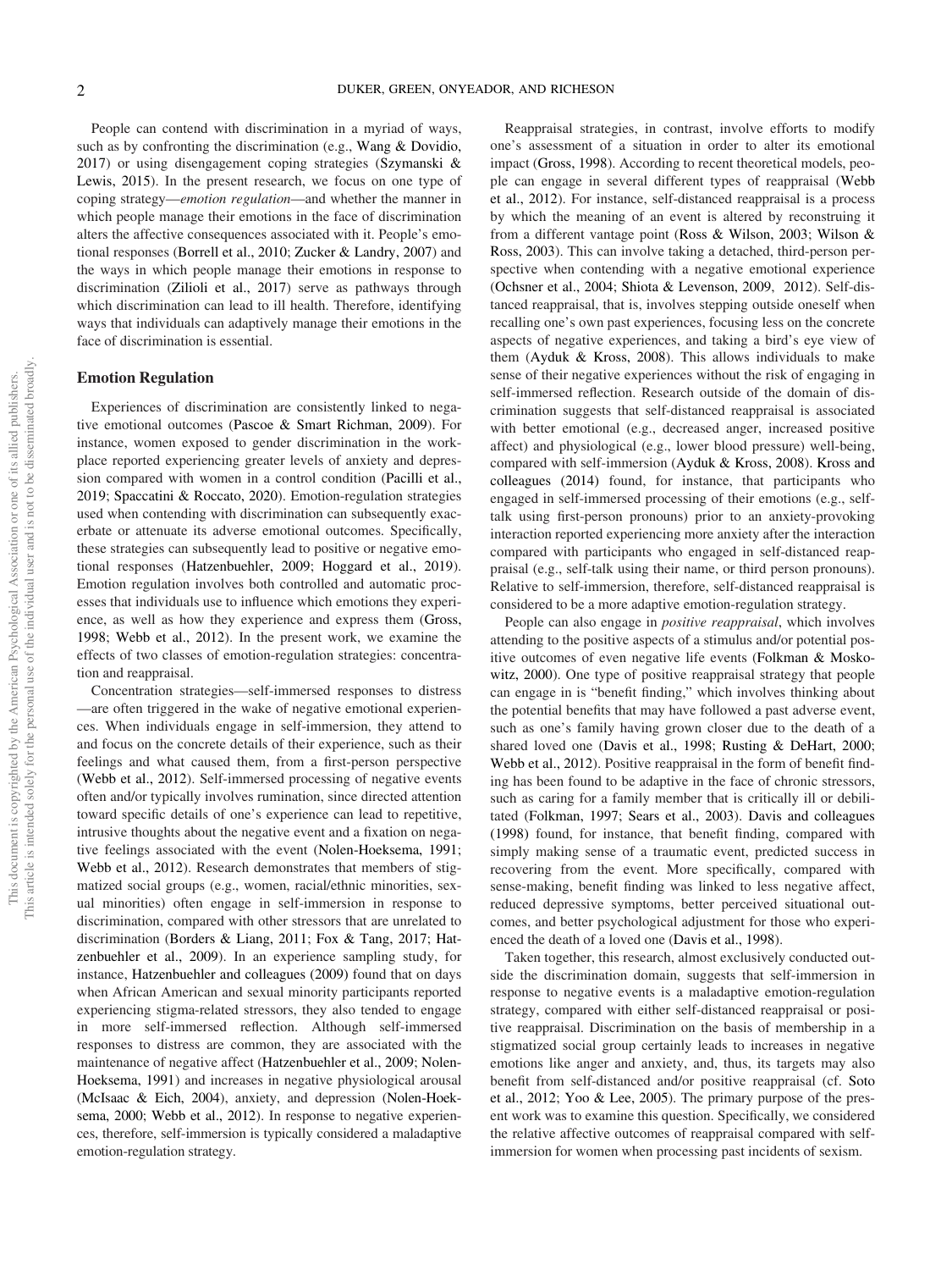People can contend with discrimination in a myriad of ways, such as by confronting the discrimination (e.g., Wang & Dovidio, 2017) or using disengagement coping strategies (Szymanski & Lewis, 2015). In the present research, we focus on one type of coping strategy—*emotion regulation*—and whether the manner in which people manage their emotions in the face of discrimination alters the affective consequences associated with it. People's emotional responses (Borrell et al., 2010; Zucker & Landry, 2007) and the ways in which people manage their emotions in response to discrimination (Zilioli et al., 2017) serve as pathways through which discrimination can lead to ill health. Therefore, identifying ways that individuals can adaptively manage their emotions in the face of discrimination is essential.

## Emotion Regulation

Experiences of discrimination are consistently linked to negative emotional outcomes (Pascoe & Smart Richman, 2009). For instance, women exposed to gender discrimination in the workplace reported experiencing greater levels of anxiety and depression compared with women in a control condition (Pacilli et al., 2019; Spaccatini & Roccato, 2020). Emotion-regulation strategies used when contending with discrimination can subsequently exacerbate or attenuate its adverse emotional outcomes. Specifically, these strategies can subsequently lead to positive or negative emotional responses (Hatzenbuehler, 2009; Hoggard et al., 2019). Emotion regulation involves both controlled and automatic processes that individuals use to influence which emotions they experience, as well as how they experience and express them (Gross, 1998; Webb et al., 2012). In the present work, we examine the effects of two classes of emotion-regulation strategies: concentration and reappraisal.

Concentration strategies—self-immersed responses to distress—are often triggered in the wake of negative emotional experiences. When individuals engage in self-immersion, they attend to and focus on the concrete details of their experience, such as their feelings and what caused them, from a first-person perspective (Webb et al., 2012). Self-immersed processing of negative events often and/or typically involves rumination, since directed attention toward specific details of one's experience can lead to repetitive, intrusive thoughts about the negative event and a fixation on negative feelings associated with the event (Nolen-Hoeksema, 1991; Webb et al., 2012). Research demonstrates that members of stigmatized social groups (e.g., women, racial/ethnic minorities, sexual minorities) often engage in self-immersion in response to discrimination, compared with other stressors that are unrelated to discrimination (Borders & Liang, 2011; Fox & Tang, 2017; Hatzenbuehler et al., 2009). In an experience sampling study, for instance, Hatzenbuehler and colleagues (2009) found that on days when African American and sexual minority participants reported experiencing stigma-related stressors, they also tended to engage in more self-immersed reflection. Although self-immersed responses to distress are common, they are associated with the maintenance of negative affect (Hatzenbuehler et al., 2009; Nolen-Hoeksema, 1991) and increases in negative physiological arousal (McIsaac & Eich, 2004), anxiety, and depression (Nolen-Hoeksema, 2000; Webb et al., 2012). In response to negative experiences, therefore, self-immersion is typically considered a maladaptive emotion-regulation strategy.

Reappraisal strategies, in contrast, involve efforts to modify one's assessment of a situation in order to alter its emotional impact (Gross, 1998). According to recent theoretical models, people can engage in several different types of reappraisal (Webb et al., 2012). For instance, self-distanced reappraisal is a process by which the meaning of an event is altered by reconstruing it from a different vantage point (Ross & Wilson, 2003; Wilson & Ross, 2003). This can involve taking a detached, third-person perspective when contending with a negative emotional experience (Ochsner et al., 2004; Shiota & Levenson, 2009, 2012). Self-distanced reappraisal, that is, involves stepping outside oneself when recalling one's own past experiences, focusing less on the concrete aspects of negative experiences, and taking a bird's eye view of them (Ayduk & Kross, 2008). This allows individuals to make sense of their negative experiences without the risk of engaging in self-immersed reflection. Research outside of the domain of discrimination suggests that self-distanced reappraisal is associated with better emotional (e.g., decreased anger, increased positive affect) and physiological (e.g., lower blood pressure) well-being, compared with self-immersion (Ayduk & Kross, 2008). Kross and colleagues (2014) found, for instance, that participants who engaged in self-immersed processing of their emotions (e.g., self-talk using first-person pronouns) prior to an anxiety-provoking interaction reported experiencing more anxiety after the interaction compared with participants who engaged in self-distanced reappraisal (e.g., self-talk using their name, or third person pronouns). Relative to self-immersion, therefore, self-distanced reappraisal is considered to be a more adaptive emotion-regulation strategy.

People can also engage in *positive reappraisal*, which involves attending to the positive aspects of a stimulus and/or potential positive outcomes of even negative life events (Folkman & Moskowitz, 2000). One type of positive reappraisal strategy that people can engage in is "benefit finding," which involves thinking about the potential benefits that may have followed a past adverse event, such as one's family having grown closer due to the death of a shared loved one (Davis et al., 1998; Rusting & DeHart, 2000; Webb et al., 2012). Positive reappraisal in the form of benefit finding has been found to be adaptive in the face of chronic stressors, such as caring for a family member that is critically ill or debilitated (Folkman, 1997; Sears et al., 2003). Davis and colleagues (1998) found, for instance, that benefit finding, compared with simply making sense of a traumatic event, predicted success in recovering from the event. More specifically, compared with sense-making, benefit finding was linked to less negative affect, reduced depressive symptoms, better perceived situational outcomes, and better psychological adjustment for those who experienced the death of a loved one (Davis et al., 1998).

Taken together, this research, almost exclusively conducted outside the discrimination domain, suggests that self-immersion in response to negative events is a maladaptive emotion-regulation strategy, compared with either self-distanced reappraisal or positive reappraisal. Discrimination on the basis of membership in a stigmatized social group certainly leads to increases in negative emotions like anger and anxiety, and, thus, its targets may also benefit from self-distanced and/or positive reappraisal (cf. Soto et al., 2012; Yoo & Lee, 2005). The primary purpose of the present work was to examine this question. Specifically, we considered the relative affective outcomes of reappraisal compared with self-immersion for women when processing past incidents of sexism.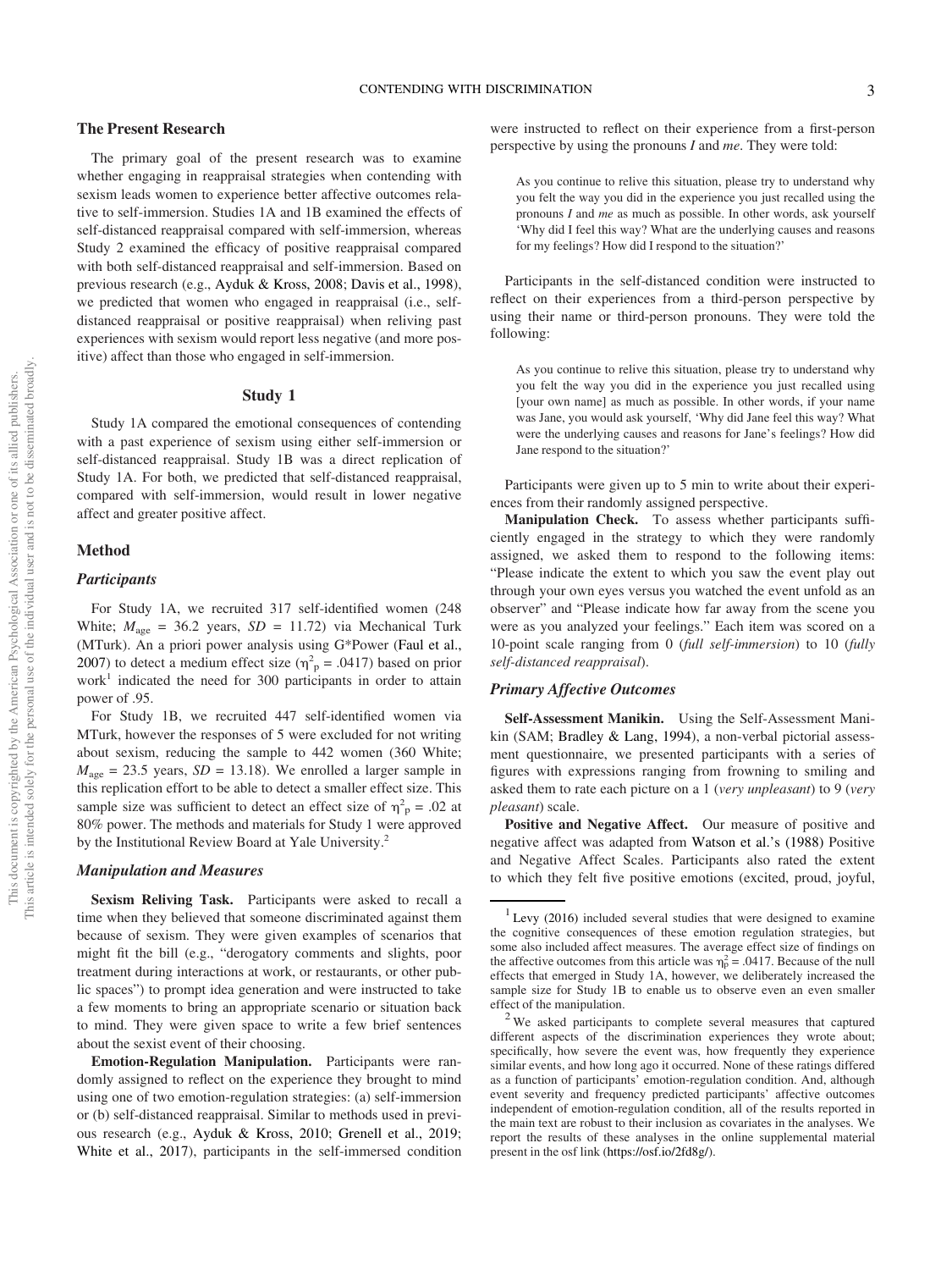## The Present Research

The primary goal of the present research was to examine whether engaging in reappraisal strategies when contending with sexism leads women to experience better affective outcomes relative to self-immersion. Studies 1A and 1B examined the effects of self-distanced reappraisal compared with self-immersion, whereas Study 2 examined the efficacy of positive reappraisal compared with both self-distanced reappraisal and self-immersion. Based on previous research (e.g., Ayduk & Kross, 2008; Davis et al., 1998), we predicted that women who engaged in reappraisal (i.e., self-distanced reappraisal or positive reappraisal) when reliving past experiences with sexism would report less negative (and more positive) affect than those who engaged in self-immersion.

## Study 1

Study 1A compared the emotional consequences of contending with a past experience of sexism using either self-immersion or self-distanced reappraisal. Study 1B was a direct replication of Study 1A. For both, we predicted that self-distanced reappraisal, compared with self-immersion, would result in lower negative affect and greater positive affect.

### Method

#### Participants

For Study 1A, we recruited 317 self-identified women (248 White; $M_{age}$ = 36.2 years, $SD$ = 11.72) via Mechanical Turk (MTurk). An a priori power analysis using G*Power (Faul et al., 2007) to detect a medium effect size ($\eta^2_p$ = .0417) based on prior work[1] indicated the need for 300 participants in order to attain power of .95.

For Study 1B, we recruited 447 self-identified women via MTurk, however the responses of 5 were excluded for not writing about sexism, reducing the sample to 442 women (360 White; $M_{age}$ = 23.5 years, $SD$ = 13.18). We enrolled a larger sample in this replication effort to be able to detect a smaller effect size. This sample size was sufficient to detect an effect size of $\eta^2_p$ = .02 at 80% power. The methods and materials for Study 1 were approved by the Institutional Review Board at Yale University.[2]

#### Manipulation and Measures

**Sexism Reliving Task.** Participants were asked to recall a time when they believed that someone discriminated against them because of sexism. They were given examples of scenarios that might fit the bill (e.g., "derogatory comments and slights, poor treatment during interactions at work, or restaurants, or other public spaces") to prompt idea generation and were instructed to take a few moments to bring an appropriate scenario or situation back to mind. They were given space to write a few brief sentences about the sexist event of their choosing.

**Emotion-Regulation Manipulation.** Participants were randomly assigned to reflect on the experience they brought to mind using one of two emotion-regulation strategies: (a) self-immersion or (b) self-distanced reappraisal. Similar to methods used in previous research (e.g., Ayduk & Kross, 2010; Grenell et al., 2019; White et al., 2017), participants in the self-immersed condition were instructed to reflect on their experience from a first-person perspective by using the pronouns *I* and *me*. They were told:

> As you continue to relive this situation, please try to understand why you felt the way you did in the experience you just recalled using the pronouns *I* and *me* as much as possible. In other words, ask yourself 'Why did I feel this way? What are the underlying causes and reasons for my feelings? How did I respond to the situation?'

Participants in the self-distanced condition were instructed to reflect on their experiences from a third-person perspective by using their name or third-person pronouns. They were told the following:

> As you continue to relive this situation, please try to understand why you felt the way you did in the experience you just recalled using [your own name] as much as possible. In other words, if your name was Jane, you would ask yourself, 'Why did Jane feel this way? What were the underlying causes and reasons for Jane's feelings? How did Jane respond to the situation?'

Participants were given up to 5 min to write about their experiences from their randomly assigned perspective.

**Manipulation Check.** To assess whether participants sufficiently engaged in the strategy to which they were randomly assigned, we asked them to respond to the following items: "Please indicate the extent to which you saw the event play out through your own eyes versus you watched the event unfold as an observer" and "Please indicate how far away from the scene you were as you analyzed your feelings." Each item was scored on a 10-point scale ranging from 0 (*full self-immersion*) to 10 (*fully self-distanced reappraisal*).

#### Primary Affective Outcomes

**Self-Assessment Manikin.** Using the Self-Assessment Manikin (SAM; Bradley & Lang, 1994), a non-verbal pictorial assessment questionnaire, we presented participants with a series of figures with expressions ranging from frowning to smiling and asked them to rate each picture on a 1 (*very unpleasant*) to 9 (*very pleasant*) scale.

**Positive and Negative Affect.** Our measure of positive and negative affect was adapted from Watson et al.'s (1988) Positive and Negative Affect Scales. Participants also rated the extent to which they felt five positive emotions (excited, proud, joyful,

---

[1] Levy (2016) included several studies that were designed to examine the cognitive consequences of these emotion regulation strategies, but some also included affect measures. The average effect size of findings on the affective outcomes from this article was $\eta^2_p$ = .0417. Because of the null effects that emerged in Study 1A, however, we deliberately increased the sample size for Study 1B to enable us to observe even an even smaller effect of the manipulation.

[2] We asked participants to complete several measures that captured different aspects of the discrimination experiences they wrote about; specifically, how severe the event was, how frequently they experience similar events, and how long ago it occurred. None of these ratings differed as a function of participants' emotion-regulation condition. And, although event severity and frequency predicted participants' affective outcomes independent of emotion-regulation condition, all of the results reported in the main text are robust to their inclusion as covariates in the analyses. We report the results of these analyses in the online supplemental material present in the osf link (https://osf.io/2fd8g/).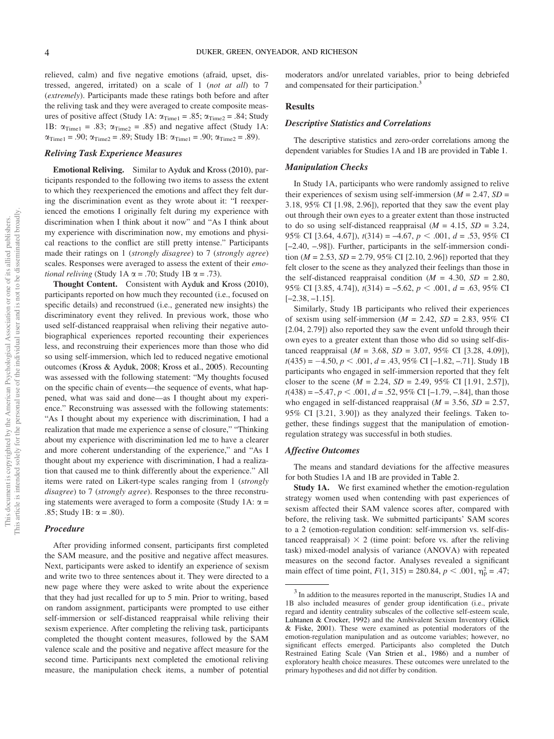relieved, calm) and five negative emotions (afraid, upset, distressed, angered, irritated) on a scale of 1 (*not at all*) to 7 (*extremely*). Participants made these ratings both before and after the reliving task and they were averaged to create composite measures of positive affect (Study 1A: $\alpha_{Time1}$ = .85; $\alpha_{Time2}$ = .84; Study 1B: $\alpha_{Time1}$ = .83; $\alpha_{Time2}$ = .85) and negative affect (Study 1A: $\alpha_{Time1}$ = .90; $\alpha_{Time2}$ = .89; Study 1B: $\alpha_{Time1}$ = .90; $\alpha_{Time2}$ = .89).

### *Reliving Task Experience Measures*

**Emotional Reliving.** Similar to Ayduk and Kross (2010), participants responded to the following two items to assess the extent to which they reexperienced the emotions and affect they felt during the discrimination event as they wrote about it: "I reexperienced the emotions I originally felt during my experience with discrimination when I think about it now" and "As I think about my experience with discrimination now, my emotions and physical reactions to the conflict are still pretty intense." Participants made their ratings on 1 (*strongly disagree*) to 7 (*strongly agree*) scales. Responses were averaged to assess the extent of their *emotional reliving* (Study 1A $\alpha$ = .70; Study 1B $\alpha$ = .73).

**Thought Content.** Consistent with Ayduk and Kross (2010), participants reported on how much they recounted (i.e., focused on specific details) and reconstrued (i.e., generated new insights) the discriminatory event they relived. In previous work, those who used self-distanced reappraisal when reliving their negative autobiographical experiences reported recounting their experiences less, and reconstruing their experiences more than those who did so using self-immersion, which led to reduced negative emotional outcomes (Kross & Ayduk, 2008; Kross et al., 2005). Recounting was assessed with the following statement: "My thoughts focused on the specific chain of events—the sequence of events, what happened, what was said and done—as I thought about my experience." Reconstruing was assessed with the following statements: "As I thought about my experience with discrimination, I had a realization that made me experience a sense of closure," "Thinking about my experience with discrimination led me to have a clearer and more coherent understanding of the experience," and "As I thought about my experience with discrimination, I had a realization that caused me to think differently about the experience." All items were rated on Likert-type scales ranging from 1 (*strongly disagree*) to 7 (*strongly agree*). Responses to the three reconstruing statements were averaged to form a composite (Study 1A: $\alpha$ = .85; Study 1B: $\alpha$ = .80).

### *Procedure*

After providing informed consent, participants first completed the SAM measure, and the positive and negative affect measures. Next, participants were asked to identify an experience of sexism and write two to three sentences about it. They were directed to a new page where they were asked to write about the experience that they had just recalled for up to 5 min. Prior to writing, based on random assignment, participants were prompted to use either self-immersion or self-distanced reappraisal while reliving their sexism experience. After completing the reliving task, participants completed the thought content measures, followed by the SAM valence scale and the positive and negative affect measure for the second time. Participants next completed the emotional reliving measure, the manipulation check items, a number of potential moderators and/or unrelated variables, prior to being debriefed and compensated for their participation.[3]

## Results

### *Descriptive Statistics and Correlations*

The descriptive statistics and zero-order correlations among the dependent variables for Studies 1A and 1B are provided in Table 1.

### *Manipulation Checks*

In Study 1A, participants who were randomly assigned to relive their experiences of sexism using self-immersion ($M$ = 2.47, $SD$ = 3.18, 95% CI [1.98, 2.96]), reported that they saw the event play out through their own eyes to a greater extent than those instructed to do so using self-distanced reappraisal ($M$ = 4.15, $SD$ = 3.24, 95% CI [3.64, 4.67]), $t(314) = -4.67$, $p < .001$, $d$ = .53, 95% CI [–2.40, –.98]). Further, participants in the self-immersion condition ($M$ = 2.53, $SD$ = 2.79, 95% CI [2.10, 2.96]) reported that they felt closer to the scene as they analyzed their feelings than those in the self-distanced reappraisal condition ($M$ = 4.30, $SD$ = 2.80, 95% CI [3.85, 4.74]), $t(314) = -5.62$, $p < .001$, $d$ = .63, 95% CI [–2.38, –1.15].

Similarly, Study 1B participants who relived their experiences of sexism using self-immersion ($M$ = 2.42, $SD$ = 2.83, 95% CI [2.04, 2.79]) also reported they saw the event unfold through their own eyes to a greater extent than those who did so using self-distanced reappraisal ($M$ = 3.68, $SD$ = 3.07, 95% CI [3.28, 4.09]), $t(435) = -4.50$, $p < .001$, $d$ = .43, 95% CI [–1.82, –.71]. Study 1B participants who engaged in self-immersion reported that they felt closer to the scene ($M$ = 2.24, $SD$ = 2.49, 95% CI [1.91, 2.57]), $t(438) = -5.47$, $p < .001$, $d$ = .52, 95% CI [–1.79, –.84], than those who engaged in self-distanced reappraisal ($M$ = 3.56, $SD$ = 2.57, 95% CI [3.21, 3.90]) as they analyzed their feelings. Taken together, these findings suggest that the manipulation of emotion-regulation strategy was successful in both studies.

### *Affective Outcomes*

The means and standard deviations for the affective measures for both Studies 1A and 1B are provided in Table 2.

**Study 1A.** We first examined whether the emotion-regulation strategy women used when contending with past experiences of sexism affected their SAM valence scores after, compared with before, the reliving task. We submitted participants' SAM scores to a 2 (emotion-regulation condition: self-immersion vs. self-distanced reappraisal) × 2 (time point: before vs. after the reliving task) mixed-model analysis of variance (ANOVA) with repeated measures on the second factor. Analyses revealed a significant main effect of time point, $F(1, 315) = 280.84$, $p < .001$, $\eta_p^2 = .47$;

[3] In addition to the measures reported in the manuscript, Studies 1A and 1B also included measures of gender group identification (i.e., private regard and identity centrality subscales of the collective self-esteem scale, Luhtanen & Crocker, 1992) and the Ambivalent Sexism Inventory (Glick & Fiske, 2001). These were examined as potential moderators of the emotion-regulation manipulation and as outcome variables; however, no significant effects emerged. Participants also completed the Dutch Restrained Eating Scale (Van Strien et al., 1986) and a number of exploratory health choice measures. These outcomes were unrelated to the primary hypotheses and did not differ by condition.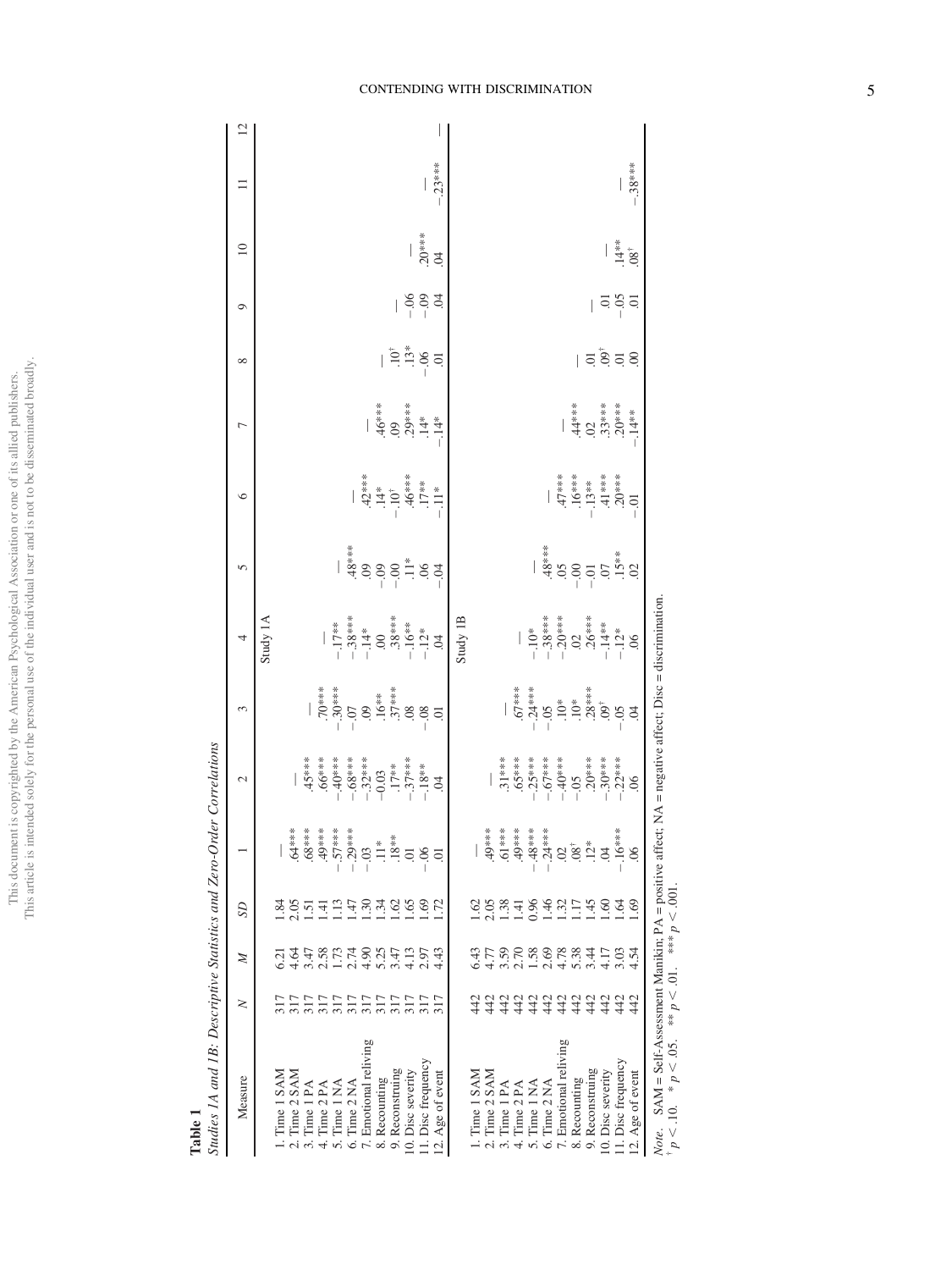**Table 1**
*Studies 1A and 1B: Descriptive Statistics and Zero-Order Correlations*

| Measure | *N* | *M* | *SD* | 1 | 2 | 3 | 4 | 5 | 6 | 7 | 8 | 9 | 10 | 11 | 12 |
|---|---|---|---|---|---|---|---|---|---|---|---|---|---|---|---|
| | | | | | | | Study 1A | | | | | | | | |
| 1. Time 1 SAM | 317 | 6.21 | 1.84 | — | | | | | | | | | | | |
| 2. Time 2 SAM | 317 | 4.64 | 2.05 | .64*** | — | | | | | | | | | | |
| 3. Time 1 PA | 317 | 3.47 | 1.51 | .68*** | .45*** | — | | | | | | | | | |
| 4. Time 2 PA | 317 | 2.58 | 1.41 | .49*** | .66*** | .70*** | — | | | | | | | | |
| 5. Time 1 NA | 317 | 1.73 | 1.13 | −.57*** | −.40*** | −.30*** | −.17** | — | | | | | | | |
| 6. Time 2 NA | 317 | 2.74 | 1.47 | −.29*** | −.68*** | −.07 | −.38*** | .48*** | — | | | | | | |
| 7. Emotional reliving | 317 | 4.90 | 1.30 | −.03 | −.32*** | .09 | −.14* | .09 | .42*** | — | | | | | |
| 8. Recounting | 317 | 5.25 | 1.34 | .11* | −0.03 | .16** | .00 | −.09 | .14* | .46*** | — | | | | |
| 9. Reconstruing | 317 | 3.47 | 1.62 | .18** | .17** | .37*** | .38*** | −.00 | −.10$^†$ | .09 | .10$^†$ | — | | | |
| 10. Disc severity | 317 | 4.13 | 1.65 | .01 | −.37*** | .08 | −.16** | .11* | .46*** | .29*** | .13* | −.06 | — | | |
| 11. Disc frequency | 317 | 2.97 | 1.69 | −.06 | −.18** | −.08 | −.12* | .06 | .17** | .14* | −.06 | −.09 | .20*** | — | |
| 12. Age of event | 317 | 4.43 | 1.72 | .01 | .04 | .01 | .04 | −.04 | −.11* | −.14* | .01 | .04 | .04 | −.23*** | — |
| | | | | | | | Study 1B | | | | | | | | |
| 1. Time 1 SAM | 442 | 6.43 | 1.62 | — | | | | | | | | | | | |
| 2. Time 2 SAM | 442 | 4.77 | 2.05 | .49*** | — | | | | | | | | | | |
| 3. Time 1 PA | 442 | 3.59 | 1.38 | .61*** | .31*** | — | | | | | | | | | |
| 4. Time 2 PA | 442 | 2.70 | 1.41 | .49*** | .65*** | .67*** | — | | | | | | | | |
| 5. Time 1 NA | 442 | 1.58 | 0.96 | −.48*** | −.25*** | −.24*** | −.10* | — | | | | | | | |
| 6. Time 2 NA | 442 | 2.69 | 1.46 | −.24*** | −.67*** | −.05 | −.38*** | .48*** | — | | | | | | |
| 7. Emotional reliving | 442 | 4.78 | 1.32 | .02 | −.40*** | .10* | −.20*** | .05 | .47*** | — | | | | | |
| 8. Recounting | 442 | 5.38 | 1.17 | .08$^†$ | −.05 | .10* | .02 | −.00 | .16*** | .44*** | — | | | | |
| 9. Reconstruing | 442 | 3.44 | 1.45 | .12* | .20*** | .28*** | .26*** | −.01 | −.13** | .02 | .01 | — | | | |
| 10. Disc severity | 442 | 4.17 | 1.60 | .04 | −.30*** | .09$^†$ | −.14** | .07 | .41*** | .33*** | .09$^†$ | .01 | — | | |
| 11. Disc frequency | 442 | 3.03 | 1.64 | −.16*** | −.22*** | −.05 | −.12* | .15** | .20*** | .20*** | .01 | −.05 | .14** | — | |
| 12. Age of event | 442 | 4.54 | 1.69 | .06 | .06 | .04 | .06 | .02 | −.01 | −.14** | .00 | .01 | .08$^†$ | −.38*** | — |

*Note.* SAM = Self-Assessment Manikin; PA = positive affect; NA = negative affect; Disc = discrimination.
$^†$ $p < .10$. * $p < .05$. ** $p < .01$. *** $p < .001$.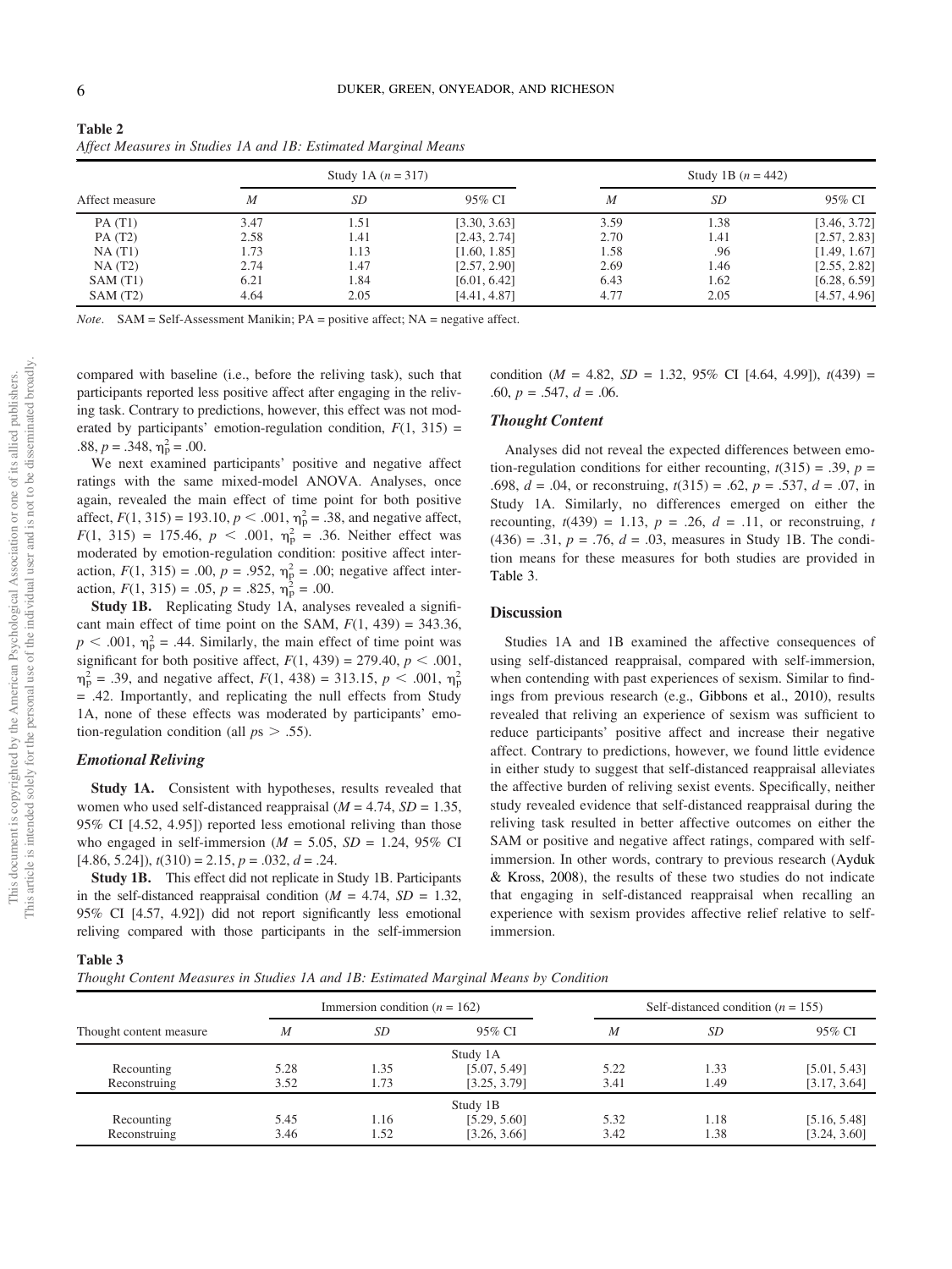**Table 2**
*Affect Measures in Studies 1A and 1B: Estimated Marginal Means*

| Affect measure | Study 1A ($n$ = 317) | | | Study 1B ($n$ = 442) | | |
|---|---|---|---|---|---|---|
| | *M* | *SD* | 95% CI | *M* | *SD* | 95% CI |
| PA (T1) | 3.47 | 1.51 | [3.30, 3.63] | 3.59 | 1.38 | [3.46, 3.72] |
| PA (T2) | 2.58 | 1.41 | [2.43, 2.74] | 2.70 | 1.41 | [2.57, 2.83] |
| NA (T1) | 1.73 | 1.13 | [1.60, 1.85] | 1.58 | .96 | [1.49, 1.67] |
| NA (T2) | 2.74 | 1.47 | [2.57, 2.90] | 2.69 | 1.46 | [2.55, 2.82] |
| SAM (T1) | 6.21 | 1.84 | [6.01, 6.42] | 6.43 | 1.62 | [6.28, 6.59] |
| SAM (T2) | 4.64 | 2.05 | [4.41, 4.87] | 4.77 | 2.05 | [4.57, 4.96] |

*Note*. SAM = Self-Assessment Manikin; PA = positive affect; NA = negative affect.

compared with baseline (i.e., before the reliving task), such that participants reported less positive affect after engaging in the reliving task. Contrary to predictions, however, this effect was not moderated by participants' emotion-regulation condition, $F(1, 315) = .88$, $p = .348$, $\eta_p^2 = .00$.

We next examined participants' positive and negative affect ratings with the same mixed-model ANOVA. Analyses, once again, revealed the main effect of time point for both positive affect, $F(1, 315) = 193.10$, $p < .001$, $\eta_p^2 = .38$, and negative affect, $F(1, 315) = 175.46$, $p < .001$, $\eta_p^2 = .36$. Neither effect was moderated by emotion-regulation condition: positive affect interaction, $F(1, 315) = .00$, $p = .952$, $\eta_p^2 = .00$; negative affect interaction, $F(1, 315) = .05$, $p = .825$, $\eta_p^2 = .00$.

**Study 1B.** Replicating Study 1A, analyses revealed a significant main effect of time point on the SAM, $F(1, 439) = 343.36$, $p < .001$, $\eta_p^2 = .44$. Similarly, the main effect of time point was significant for both positive affect, $F(1, 439) = 279.40$, $p < .001$, $\eta_p^2 = .39$, and negative affect, $F(1, 438) = 313.15$, $p < .001$, $\eta_p^2 = .42$. Importantly, and replicating the null effects from Study 1A, none of these effects was moderated by participants' emotion-regulation condition (all $ps > .55$).

### *Emotional Reliving*

**Study 1A.** Consistent with hypotheses, results revealed that women who used self-distanced reappraisal ($M = 4.74$, $SD = 1.35$, 95% CI [4.52, 4.95]) reported less emotional reliving than those who engaged in self-immersion ($M = 5.05$, $SD = 1.24$, 95% CI [4.86, 5.24]), $t(310) = 2.15$, $p = .032$, $d = .24$.

**Study 1B.** This effect did not replicate in Study 1B. Participants in the self-distanced reappraisal condition ($M = 4.74$, $SD = 1.32$, 95% CI [4.57, 4.92]) did not report significantly less emotional reliving compared with those participants in the self-immersion condition ($M = 4.82$, $SD = 1.32$, 95% CI [4.64, 4.99]), $t(439) = .60$, $p = .547$, $d = .06$.

### *Thought Content*

Analyses did not reveal the expected differences between emotion-regulation conditions for either recounting, $t(315) = .39$, $p = .698$, $d = .04$, or reconstruing, $t(315) = .62$, $p = .537$, $d = .07$, in Study 1A. Similarly, no differences emerged on either the recounting, $t(439) = 1.13$, $p = .26$, $d = .11$, or reconstruing, $t(436) = .31$, $p = .76$, $d = .03$, measures in Study 1B. The condition means for these measures for both studies are provided in Table 3.

## Discussion

Studies 1A and 1B examined the affective consequences of using self-distanced reappraisal, compared with self-immersion, when contending with past experiences of sexism. Similar to findings from previous research (e.g., Gibbons et al., 2010), results revealed that reliving an experience of sexism was sufficient to reduce participants' positive affect and increase their negative affect. Contrary to predictions, however, we found little evidence in either study to suggest that self-distanced reappraisal alleviates the affective burden of reliving sexist events. Specifically, neither study revealed evidence that self-distanced reappraisal during the reliving task resulted in better affective outcomes on either the SAM or positive and negative affect ratings, compared with self-immersion. In other words, contrary to previous research (Ayduk & Kross, 2008), the results of these two studies do not indicate that engaging in self-distanced reappraisal when recalling an experience with sexism provides affective relief relative to self-immersion.

**Table 3**
*Thought Content Measures in Studies 1A and 1B: Estimated Marginal Means by Condition*

| Thought content measure | Immersion condition ($n$ = 162) | | | Self-distanced condition ($n$ = 155) | | |
|---|---|---|---|---|---|---|
| | *M* | *SD* | 95% CI | *M* | *SD* | 95% CI |
| | | | Study 1A | | | |
| Recounting | 5.28 | 1.35 | [5.07, 5.49] | 5.22 | 1.33 | [5.01, 5.43] |
| Reconstruing | 3.52 | 1.73 | [3.25, 3.79] | 3.41 | 1.49 | [3.17, 3.64] |
| | | | Study 1B | | | |
| Recounting | 5.45 | 1.16 | [5.29, 5.60] | 5.32 | 1.18 | [5.16, 5.48] |
| Reconstruing | 3.46 | 1.52 | [3.26, 3.66] | 3.42 | 1.38 | [3.24, 3.60] |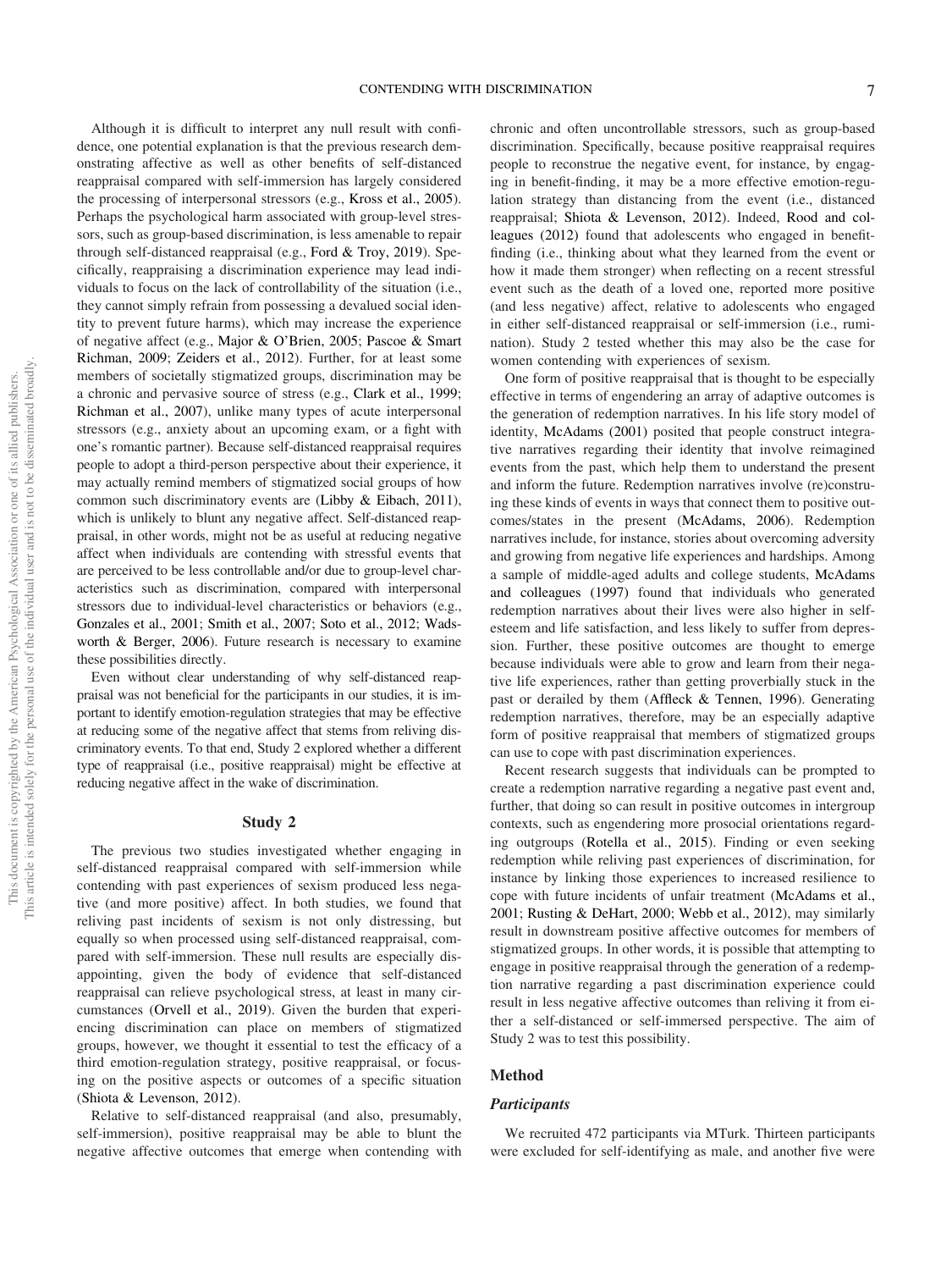Although it is difficult to interpret any null result with confidence, one potential explanation is that the previous research demonstrating affective as well as other benefits of self-distanced reappraisal compared with self-immersion has largely considered the processing of interpersonal stressors (e.g., Kross et al., 2005). Perhaps the psychological harm associated with group-level stressors, such as group-based discrimination, is less amenable to repair through self-distanced reappraisal (e.g., Ford & Troy, 2019). Specifically, reappraising a discrimination experience may lead individuals to focus on the lack of controllability of the situation (i.e., they cannot simply refrain from possessing a devalued social identity to prevent future harms), which may increase the experience of negative affect (e.g., Major & O'Brien, 2005; Pascoe & Smart Richman, 2009; Zeiders et al., 2012). Further, for at least some members of societally stigmatized groups, discrimination may be a chronic and pervasive source of stress (e.g., Clark et al., 1999; Richman et al., 2007), unlike many types of acute interpersonal stressors (e.g., anxiety about an upcoming exam, or a fight with one's romantic partner). Because self-distanced reappraisal requires people to adopt a third-person perspective about their experience, it may actually remind members of stigmatized social groups of how common such discriminatory events are (Libby & Eibach, 2011), which is unlikely to blunt any negative affect. Self-distanced reappraisal, in other words, might not be as useful at reducing negative affect when individuals are contending with stressful events that are perceived to be less controllable and/or due to group-level characteristics such as discrimination, compared with interpersonal stressors due to individual-level characteristics or behaviors (e.g., Gonzales et al., 2001; Smith et al., 2007; Soto et al., 2012; Wadsworth & Berger, 2006). Future research is necessary to examine these possibilities directly.

Even without clear understanding of why self-distanced reappraisal was not beneficial for the participants in our studies, it is important to identify emotion-regulation strategies that may be effective at reducing some of the negative affect that stems from reliving discriminatory events. To that end, Study 2 explored whether a different type of reappraisal (i.e., positive reappraisal) might be effective at reducing negative affect in the wake of discrimination.

## Study 2

The previous two studies investigated whether engaging in self-distanced reappraisal compared with self-immersion while contending with past experiences of sexism produced less negative (and more positive) affect. In both studies, we found that reliving past incidents of sexism is not only distressing, but equally so when processed using self-distanced reappraisal, compared with self-immersion. These null results are especially disappointing, given the body of evidence that self-distanced reappraisal can relieve psychological stress, at least in many circumstances (Orvell et al., 2019). Given the burden that experiencing discrimination can place on members of stigmatized groups, however, we thought it essential to test the efficacy of a third emotion-regulation strategy, positive reappraisal, or focusing on the positive aspects or outcomes of a specific situation (Shiota & Levenson, 2012).

Relative to self-distanced reappraisal (and also, presumably, self-immersion), positive reappraisal may be able to blunt the negative affective outcomes that emerge when contending with chronic and often uncontrollable stressors, such as group-based discrimination. Specifically, because positive reappraisal requires people to reconstrue the negative event, for instance, by engaging in benefit-finding, it may be a more effective emotion-regulation strategy than distancing from the event (i.e., distanced reappraisal; Shiota & Levenson, 2012). Indeed, Rood and colleagues (2012) found that adolescents who engaged in benefit-finding (i.e., thinking about what they learned from the event or how it made them stronger) when reflecting on a recent stressful event such as the death of a loved one, reported more positive (and less negative) affect, relative to adolescents who engaged in either self-distanced reappraisal or self-immersion (i.e., rumination). Study 2 tested whether this may also be the case for women contending with experiences of sexism.

One form of positive reappraisal that is thought to be especially effective in terms of engendering an array of adaptive outcomes is the generation of redemption narratives. In his life story model of identity, McAdams (2001) posited that people construct integrative narratives regarding their identity that involve reimagined events from the past, which help them to understand the present and inform the future. Redemption narratives involve (re)construing these kinds of events in ways that connect them to positive outcomes/states in the present (McAdams, 2006). Redemption narratives include, for instance, stories about overcoming adversity and growing from negative life experiences and hardships. Among a sample of middle-aged adults and college students, McAdams and colleagues (1997) found that individuals who generated redemption narratives about their lives were also higher in self-esteem and life satisfaction, and less likely to suffer from depression. Further, these positive outcomes are thought to emerge because individuals were able to grow and learn from their negative life experiences, rather than getting proverbially stuck in the past or derailed by them (Affleck & Tennen, 1996). Generating redemption narratives, therefore, may be an especially adaptive form of positive reappraisal that members of stigmatized groups can use to cope with past discrimination experiences.

Recent research suggests that individuals can be prompted to create a redemption narrative regarding a negative past event and, further, that doing so can result in positive outcomes in intergroup contexts, such as engendering more prosocial orientations regarding outgroups (Rotella et al., 2015). Finding or even seeking redemption while reliving past experiences of discrimination, for instance by linking those experiences to increased resilience to cope with future incidents of unfair treatment (McAdams et al., 2001; Rusting & DeHart, 2000; Webb et al., 2012), may similarly result in downstream positive affective outcomes for members of stigmatized groups. In other words, it is possible that attempting to engage in positive reappraisal through the generation of a redemption narrative regarding a past discrimination experience could result in less negative affective outcomes than reliving it from either a self-distanced or self-immersed perspective. The aim of Study 2 was to test this possibility.

### Method

#### *Participants*

We recruited 472 participants via MTurk. Thirteen participants were excluded for self-identifying as male, and another five were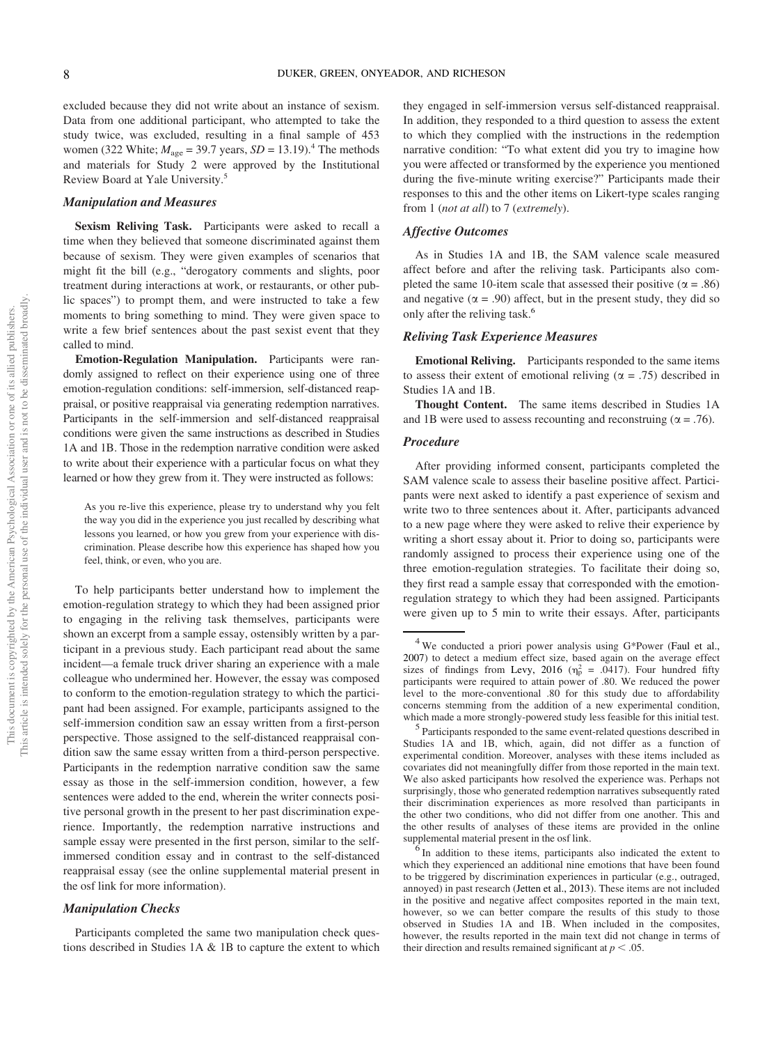excluded because they did not write about an instance of sexism. Data from one additional participant, who attempted to take the study twice, was excluded, resulting in a final sample of 453 women (322 White; $M_{age}$ = 39.7 years, $SD$ = 13.19).[4] The methods and materials for Study 2 were approved by the Institutional Review Board at Yale University.[5]

### Manipulation and Measures

**Sexism Reliving Task.** Participants were asked to recall a time when they believed that someone discriminated against them because of sexism. They were given examples of scenarios that might fit the bill (e.g., "derogatory comments and slights, poor treatment during interactions at work, or restaurants, or other public spaces") to prompt them, and were instructed to take a few moments to bring something to mind. They were given space to write a few brief sentences about the past sexist event that they called to mind.

**Emotion-Regulation Manipulation.** Participants were randomly assigned to reflect on their experience using one of three emotion-regulation conditions: self-immersion, self-distanced reappraisal, or positive reappraisal via generating redemption narratives. Participants in the self-immersion and self-distanced reappraisal conditions were given the same instructions as described in Studies 1A and 1B. Those in the redemption narrative condition were asked to write about their experience with a particular focus on what they learned or how they grew from it. They were instructed as follows:

> As you re-live this experience, please try to understand why you felt the way you did in the experience you just recalled by describing what lessons you learned, or how you grew from your experience with discrimination. Please describe how this experience has shaped how you feel, think, or even, who you are.

To help participants better understand how to implement the emotion-regulation strategy to which they had been assigned prior to engaging in the reliving task themselves, participants were shown an excerpt from a sample essay, ostensibly written by a participant in a previous study. Each participant read about the same incident—a female truck driver sharing an experience with a male colleague who undermined her. However, the essay was composed to conform to the emotion-regulation strategy to which the participant had been assigned. For example, participants assigned to the self-immersion condition saw an essay written from a first-person perspective. Those assigned to the self-distanced reappraisal condition saw the same essay written from a third-person perspective. Participants in the redemption narrative condition saw the same essay as those in the self-immersion condition, however, a few sentences were added to the end, wherein the writer connects positive personal growth in the present to her past discrimination experience. Importantly, the redemption narrative instructions and sample essay were presented in the first person, similar to the self-immersed condition essay and in contrast to the self-distanced reappraisal essay (see the online supplemental material present in the osf link for more information).

### Manipulation Checks

Participants completed the same two manipulation check questions described in Studies 1A & 1B to capture the extent to which they engaged in self-immersion versus self-distanced reappraisal. In addition, they responded to a third question to assess the extent to which they complied with the instructions in the redemption narrative condition: "To what extent did you try to imagine how you were affected or transformed by the experience you mentioned during the five-minute writing exercise?" Participants made their responses to this and the other items on Likert-type scales ranging from 1 (*not at all*) to 7 (*extremely*).

### Affective Outcomes

As in Studies 1A and 1B, the SAM valence scale measured affect before and after the reliving task. Participants also completed the same 10-item scale that assessed their positive ($\alpha$ = .86) and negative ($\alpha$ = .90) affect, but in the present study, they did so only after the reliving task.[6]

### Reliving Task Experience Measures

**Emotional Reliving.** Participants responded to the same items to assess their extent of emotional reliving ($\alpha$ = .75) described in Studies 1A and 1B.

**Thought Content.** The same items described in Studies 1A and 1B were used to assess recounting and reconstruing ($\alpha$ = .76).

### Procedure

After providing informed consent, participants completed the SAM valence scale to assess their baseline positive affect. Participants were next asked to identify a past experience of sexism and write two to three sentences about it. After, participants advanced to a new page where they were asked to relive their experience by writing a short essay about it. Prior to doing so, participants were randomly assigned to process their experience using one of the three emotion-regulation strategies. To facilitate their doing so, they first read a sample essay that corresponded with the emotion-regulation strategy to which they had been assigned. Participants were given up to 5 min to write their essays. After, participants

---

[4] We conducted a priori power analysis using G*Power (Faul et al., 2007) to detect a medium effect size, based again on the average effect sizes of findings from Levy, 2016 ($\eta_p^2$ = .0417). Four hundred fifty participants were required to attain power of .80. We reduced the power level to the more-conventional .80 for this study due to affordability concerns stemming from the addition of a new experimental condition, which made a more strongly-powered study less feasible for this initial test.

[5] Participants responded to the same event-related questions described in Studies 1A and 1B, which, again, did not differ as a function of experimental condition. Moreover, analyses with these items included as covariates did not meaningfully differ from those reported in the main text. We also asked participants how resolved the experience was. Perhaps not surprisingly, those who generated redemption narratives subsequently rated their discrimination experiences as more resolved than participants in the other two conditions, who did not differ from one another. This and the other results of analyses of these items are provided in the online supplemental material present in the osf link.

[6] In addition to these items, participants also indicated the extent to which they experienced an additional nine emotions that have been found to be triggered by discrimination experiences in particular (e.g., outraged, annoyed) in past research (Jetten et al., 2013). These items are not included in the positive and negative affect composites reported in the main text, however, so we can better compare the results of this study to those observed in Studies 1A and 1B. When included in the composites, however, the results reported in the main text did not change in terms of their direction and results remained significant at $p < .05$.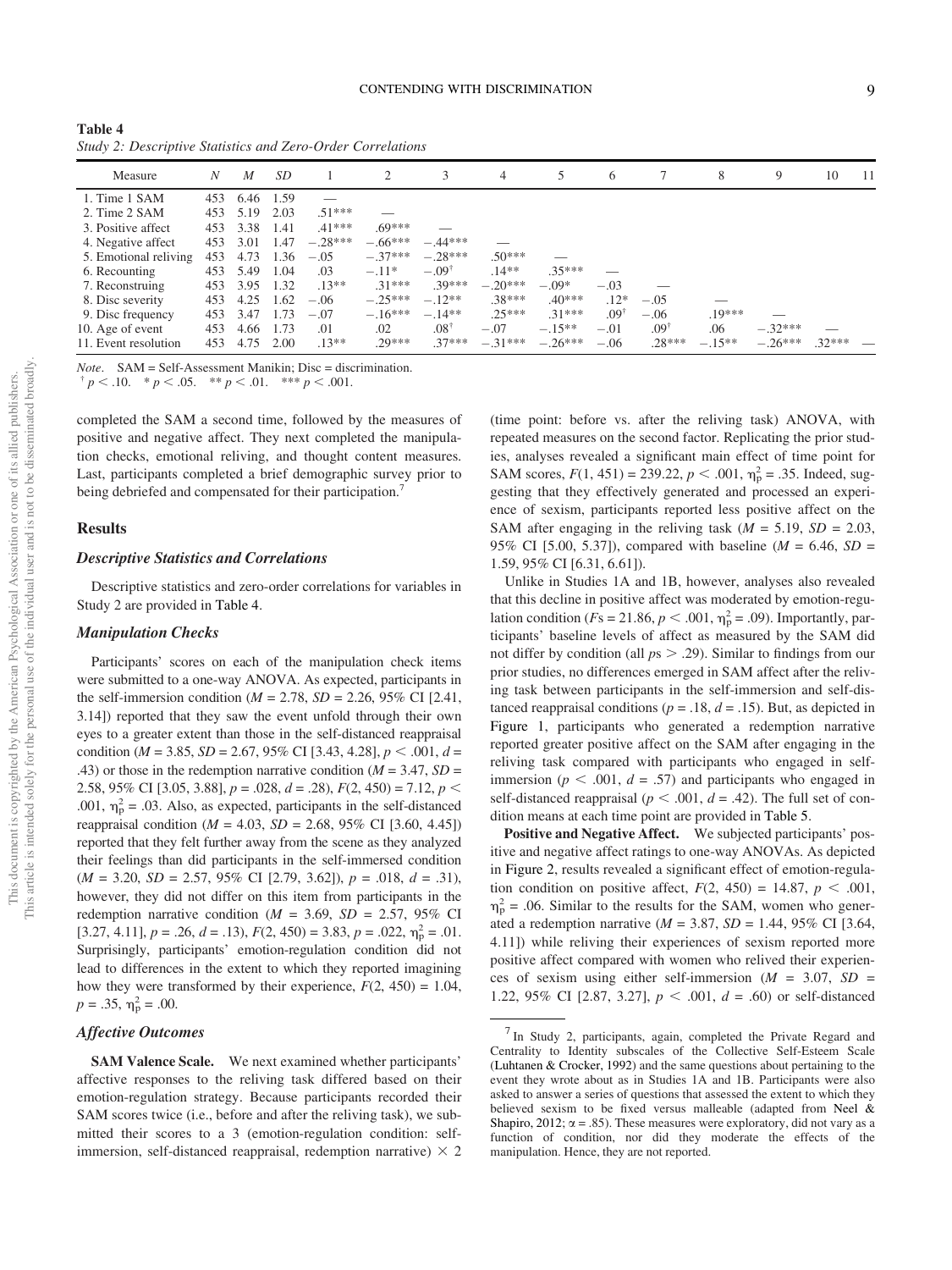**Table 4**
*Study 2: Descriptive Statistics and Zero-Order Correlations*

| Measure | *N* | *M* | *SD* | 1 | 2 | 3 | 4 | 5 | 6 | 7 | 8 | 9 | 10 | 11 |
|---|---|---|---|---|---|---|---|---|---|---|---|---|---|---|
| 1. Time 1 SAM | 453 | 6.46 | 1.59 | — | | | | | | | | | | |
| 2. Time 2 SAM | 453 | 5.19 | 2.03 | .51*** | — | | | | | | | | | |
| 3. Positive affect | 453 | 3.38 | 1.41 | .41*** | .69*** | — | | | | | | | | |
| 4. Negative affect | 453 | 3.01 | 1.47 | −.28*** | −.66*** | −.44*** | — | | | | | | | |
| 5. Emotional reliving | 453 | 4.73 | 1.36 | −.05 | −.37*** | −.28*** | .50*** | — | | | | | | |
| 6. Recounting | 453 | 5.49 | 1.04 | .03 | −.11* | −.09† | .14** | .35*** | — | | | | | |
| 7. Reconstruing | 453 | 3.95 | 1.32 | .13** | .31*** | .39*** | −.20*** | −.09* | −.03 | — | | | | |
| 8. Disc severity | 453 | 4.25 | 1.62 | −.06 | −.25*** | −.12** | .38*** | .40*** | .12* | −.05 | — | | | |
| 9. Disc frequency | 453 | 3.47 | 1.73 | −.07 | −.16*** | −.14** | .25*** | .31*** | .09† | −.06 | .19*** | — | | |
| 10. Age of event | 453 | 4.66 | 1.73 | .01 | .02 | .08† | −.07 | −.15** | −.01 | .09† | .06 | −.32*** | — | |
| 11. Event resolution | 453 | 4.75 | 2.00 | .13** | .29*** | .37*** | −.31*** | −.26*** | −.06 | .28*** | −.15** | −.26*** | .32*** | — |

*Note*. SAM = Self-Assessment Manikin; Disc = discrimination.
† $p < .10$. * $p < .05$. ** $p < .01$. *** $p < .001$.

completed the SAM a second time, followed by the measures of positive and negative affect. They next completed the manipulation checks, emotional reliving, and thought content measures. Last, participants completed a brief demographic survey prior to being debriefed and compensated for their participation.[7]

## Results

### Descriptive Statistics and Correlations

Descriptive statistics and zero-order correlations for variables in Study 2 are provided in Table 4.

### Manipulation Checks

Participants' scores on each of the manipulation check items were submitted to a one-way ANOVA. As expected, participants in the self-immersion condition ($M$ = 2.78, $SD$ = 2.26, 95% CI [2.41, 3.14]) reported that they saw the event unfold through their own eyes to a greater extent than those in the self-distanced reappraisal condition ($M$ = 3.85, $SD$ = 2.67, 95% CI [3.43, 4.28], $p < .001$, $d$ = .43) or those in the redemption narrative condition ($M$ = 3.47, $SD$ = 2.58, 95% CI [3.05, 3.88], $p$ = .028, $d$ = .28), $F(2, 450) = 7.12$, $p < .001$, $\eta_p^2 = .03$. Also, as expected, participants in the self-distanced reappraisal condition ($M$ = 4.03, $SD$ = 2.68, 95% CI [3.60, 4.45]) reported that they felt further away from the scene as they analyzed their feelings than did participants in the self-immersed condition ($M$ = 3.20, $SD$ = 2.57, 95% CI [2.79, 3.62]), $p$ = .018, $d$ = .31), however, they did not differ on this item from participants in the redemption narrative condition ($M$ = 3.69, $SD$ = 2.57, 95% CI [3.27, 4.11], $p$ = .26, $d$ = .13), $F(2, 450) = 3.83$, $p = .022$, $\eta_p^2 = .01$. Surprisingly, participants' emotion-regulation condition did not lead to differences in the extent to which they reported imagining how they were transformed by their experience, $F(2, 450) = 1.04$, $p = .35$, $\eta_p^2 = .00$.

### Affective Outcomes

**SAM Valence Scale.** We next examined whether participants' affective responses to the reliving task differed based on their emotion-regulation strategy. Because participants recorded their SAM scores twice (i.e., before and after the reliving task), we submitted their scores to a 3 (emotion-regulation condition: self-immersion, self-distanced reappraisal, redemption narrative) × 2 (time point: before vs. after the reliving task) ANOVA, with repeated measures on the second factor. Replicating the prior studies, analyses revealed a significant main effect of time point for SAM scores, $F(1, 451) = 239.22$, $p < .001$, $\eta_p^2 = .35$. Indeed, suggesting that they effectively generated and processed an experience of sexism, participants reported less positive affect on the SAM after engaging in the reliving task ($M$ = 5.19, $SD$ = 2.03, 95% CI [5.00, 5.37]), compared with baseline ($M$ = 6.46, $SD$ = 1.59, 95% CI [6.31, 6.61]).

Unlike in Studies 1A and 1B, however, analyses also revealed that this decline in positive affect was moderated by emotion-regulation condition ($F$s = 21.86, $p < .001$, $\eta_p^2 = .09$). Importantly, participants' baseline levels of affect as measured by the SAM did not differ by condition (all $p$s > .29). Similar to findings from our prior studies, no differences emerged in SAM affect after the reliving task between participants in the self-immersion and self-distanced reappraisal conditions ($p$ = .18, $d$ = .15). But, as depicted in Figure 1, participants who generated a redemption narrative reported greater positive affect on the SAM after engaging in the reliving task compared with participants who engaged in self-immersion ($p < .001$, $d$ = .57) and participants who engaged in self-distanced reappraisal ($p < .001$, $d$ = .42). The full set of condition means at each time point are provided in Table 5.

**Positive and Negative Affect.** We subjected participants' positive and negative affect ratings to one-way ANOVAs. As depicted in Figure 2, results revealed a significant effect of emotion-regulation condition on positive affect, $F(2, 450) = 14.87$, $p < .001$, $\eta_p^2 = .06$. Similar to the results for the SAM, women who generated a redemption narrative ($M$ = 3.87, $SD$ = 1.44, 95% CI [3.64, 4.11]) while reliving their experiences of sexism reported more positive affect compared with women who relived their experiences of sexism using either self-immersion ($M$ = 3.07, $SD$ = 1.22, 95% CI [2.87, 3.27], $p < .001$, $d$ = .60) or self-distanced

[7] In Study 2, participants, again, completed the Private Regard and Centrality to Identity subscales of the Collective Self-Esteem Scale (Luhtanen & Crocker, 1992) and the same questions about pertaining to the event they wrote about as in Studies 1A and 1B. Participants were also asked to answer a series of questions that assessed the extent to which they believed sexism to be fixed versus malleable (adapted from Neel & Shapiro, 2012; α = .85). These measures were exploratory, did not vary as a function of condition, nor did they moderate the effects of the manipulation. Hence, they are not reported.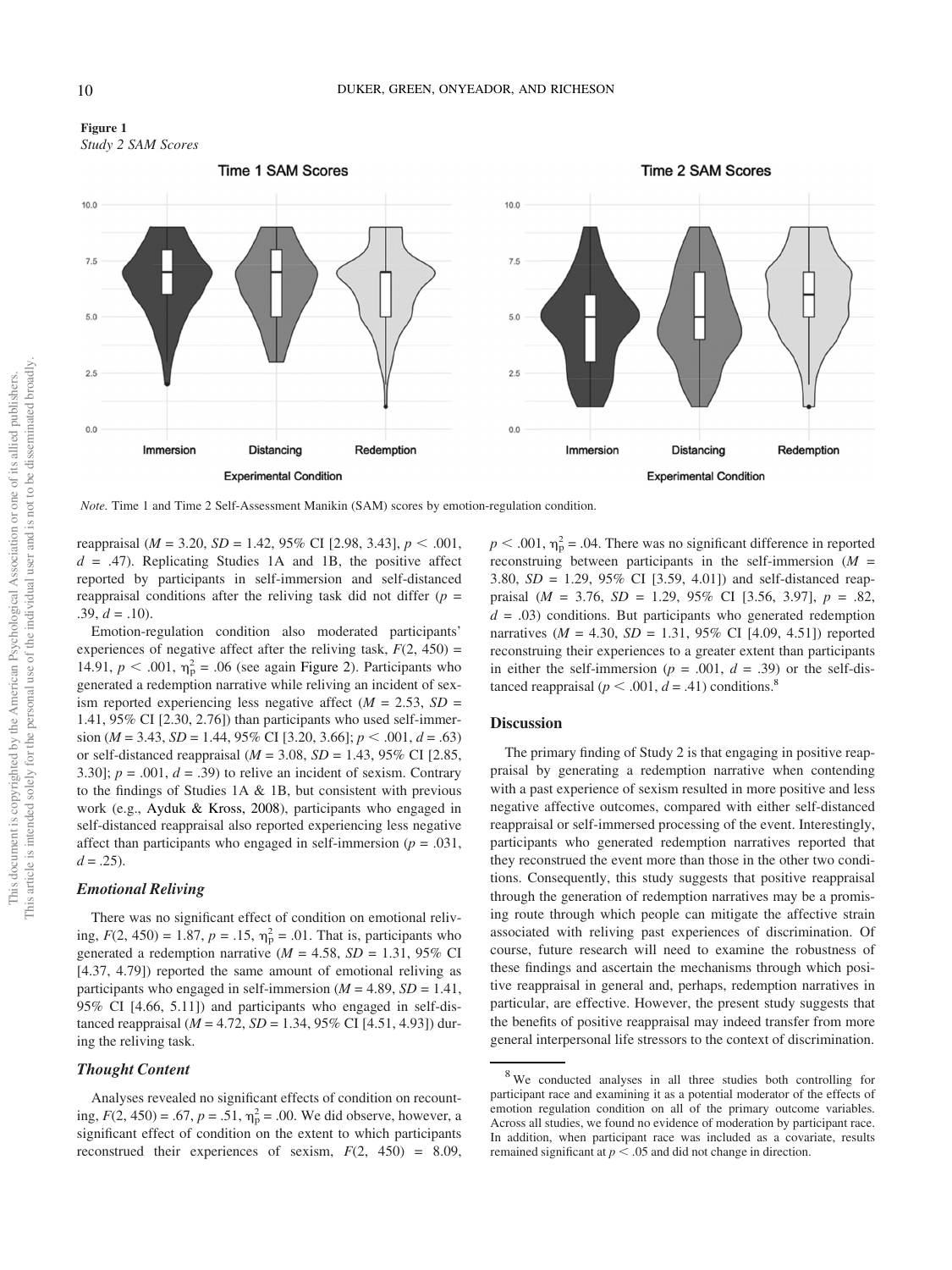**Figure 1**
*Study 2 SAM Scores*

*Note.* Time 1 and Time 2 Self-Assessment Manikin (SAM) scores by emotion-regulation condition.

reappraisal ($M$ = 3.20, $SD$ = 1.42, 95% CI [2.98, 3.43], $p < .001$, $d$ = .47). Replicating Studies 1A and 1B, the positive affect reported by participants in self-immersion and self-distanced reappraisal conditions after the reliving task did not differ ($p$ = .39, $d$ = .10).

Emotion-regulation condition also moderated participants' experiences of negative affect after the reliving task, $F(2, 450) = 14.91$, $p < .001$, $\eta_p^2 = .06$ (see again Figure 2). Participants who generated a redemption narrative while reliving an incident of sexism reported experiencing less negative affect ($M$ = 2.53, $SD$ = 1.41, 95% CI [2.30, 2.76]) than participants who used self-immersion ($M$ = 3.43, $SD$ = 1.44, 95% CI [3.20, 3.66]; $p < .001$, $d$ = .63) or self-distanced reappraisal ($M$ = 3.08, $SD$ = 1.43, 95% CI [2.85, 3.30]; $p$ = .001, $d$ = .39) to relive an incident of sexism. Contrary to the findings of Studies 1A & 1B, but consistent with previous work (e.g., Ayduk & Kross, 2008), participants who engaged in self-distanced reappraisal also reported experiencing less negative affect than participants who engaged in self-immersion ($p$ = .031, $d$ = .25).

### *Emotional Reliving*

There was no significant effect of condition on emotional reliving, $F(2, 450) = 1.87$, $p = .15$, $\eta_p^2 = .01$. That is, participants who generated a redemption narrative ($M$ = 4.58, $SD$ = 1.31, 95% CI [4.37, 4.79]) reported the same amount of emotional reliving as participants who engaged in self-immersion ($M$ = 4.89, $SD$ = 1.41, 95% CI [4.66, 5.11]) and participants who engaged in self-distanced reappraisal ($M$ = 4.72, $SD$ = 1.34, 95% CI [4.51, 4.93]) during the reliving task.

### *Thought Content*

Analyses revealed no significant effects of condition on recounting, $F(2, 450) = .67$, $p = .51$, $\eta_p^2 = .00$. We did observe, however, a significant effect of condition on the extent to which participants reconstrued their experiences of sexism, $F(2, 450) = 8.09$, $p < .001$, $\eta_p^2 = .04$. There was no significant difference in reported reconstruing between participants in the self-immersion ($M$ = 3.80, $SD$ = 1.29, 95% CI [3.59, 4.01]) and self-distanced reappraisal ($M$ = 3.76, $SD$ = 1.29, 95% CI [3.56, 3.97], $p$ = .82, $d$ = .03) conditions. But participants who generated redemption narratives ($M$ = 4.30, $SD$ = 1.31, 95% CI [4.09, 4.51]) reported reconstruing their experiences to a greater extent than participants in either the self-immersion ($p$ = .001, $d$ = .39) or the self-distanced reappraisal ($p < .001$, $d$ = .41) conditions.[8]

## Discussion

The primary finding of Study 2 is that engaging in positive reappraisal by generating a redemption narrative when contending with a past experience of sexism resulted in more positive and less negative affective outcomes, compared with either self-distanced reappraisal or self-immersed processing of the event. Interestingly, participants who generated redemption narratives reported that they reconstrued the event more than those in the other two conditions. Consequently, this study suggests that positive reappraisal through the generation of redemption narratives may be a promising route through which people can mitigate the affective strain associated with reliving past experiences of discrimination. Of course, future research will need to examine the robustness of these findings and ascertain the mechanisms through which positive reappraisal in general and, perhaps, redemption narratives in particular, are effective. However, the present study suggests that the benefits of positive reappraisal may indeed transfer from more general interpersonal life stressors to the context of discrimination.

[8] We conducted analyses in all three studies both controlling for participant race and examining it as a potential moderator of the effects of emotion regulation condition on all of the primary outcome variables. Across all studies, we found no evidence of moderation by participant race. In addition, when participant race was included as a covariate, results remained significant at $p < .05$ and did not change in direction.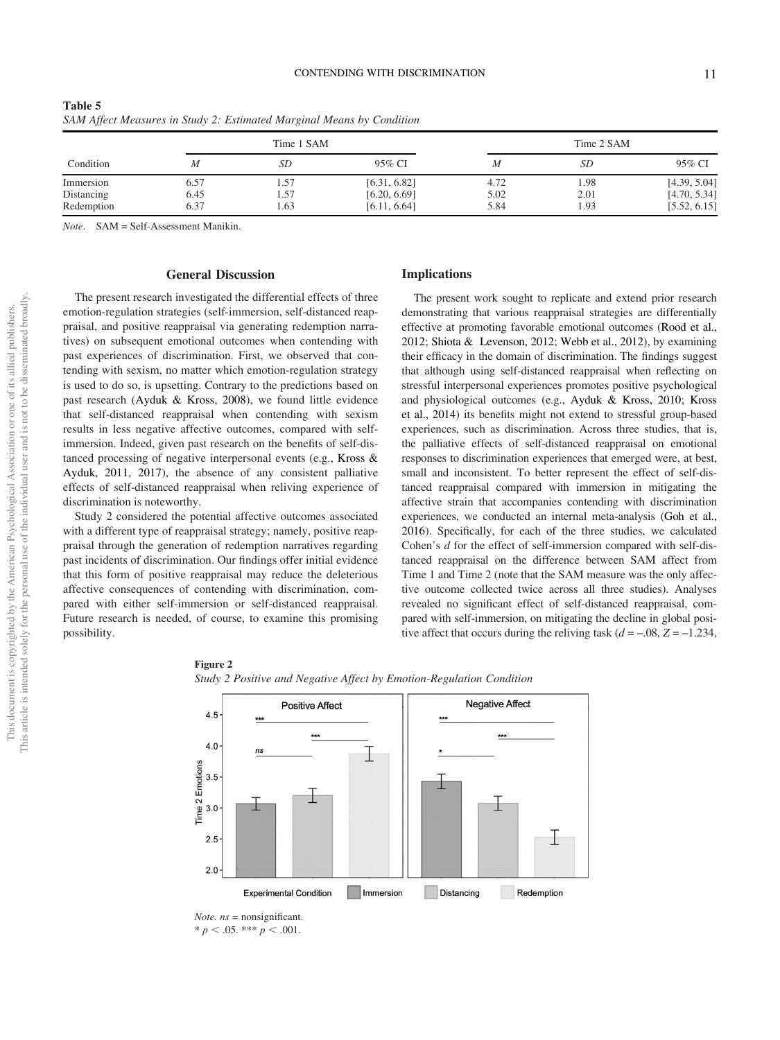**Table 5**
*SAM Affect Measures in Study 2: Estimated Marginal Means by Condition*

| Condition | Time 1 SAM | | | Time 2 SAM | | |
|---|---|---|---|---|---|---|
| | *M* | *SD* | 95% CI | *M* | *SD* | 95% CI |
| Immersion | 6.57 | 1.57 | [6.31, 6.82] | 4.72 | 1.98 | [4.39, 5.04] |
| Distancing | 6.45 | 1.57 | [6.20, 6.69] | 5.02 | 2.01 | [4.70, 5.34] |
| Redemption | 6.37 | 1.63 | [6.11, 6.64] | 5.84 | 1.93 | [5.52, 6.15] |

*Note*. SAM = Self-Assessment Manikin.

## General Discussion

The present research investigated the differential effects of three emotion-regulation strategies (self-immersion, self-distanced reappraisal, and positive reappraisal via generating redemption narratives) on subsequent emotional outcomes when contending with past experiences of discrimination. First, we observed that contending with sexism, no matter which emotion-regulation strategy is used to do so, is upsetting. Contrary to the predictions based on past research (Ayduk & Kross, 2008), we found little evidence that self-distanced reappraisal when contending with sexism results in less negative affective outcomes, compared with self-immersion. Indeed, given past research on the benefits of self-distanced processing of negative interpersonal events (e.g., Kross & Ayduk, 2011, 2017), the absence of any consistent palliative effects of self-distanced reappraisal when reliving experience of discrimination is noteworthy.

Study 2 considered the potential affective outcomes associated with a different type of reappraisal strategy; namely, positive reappraisal through the generation of redemption narratives regarding past incidents of discrimination. Our findings offer initial evidence that this form of positive reappraisal may reduce the deleterious affective consequences of contending with discrimination, compared with either self-immersion or self-distanced reappraisal. Future research is needed, of course, to examine this promising possibility.

## Implications

The present work sought to replicate and extend prior research demonstrating that various reappraisal strategies are differentially effective at promoting favorable emotional outcomes (Rood et al., 2012; Shiota & Levenson, 2012; Webb et al., 2012), by examining their efficacy in the domain of discrimination. The findings suggest that although using self-distanced reappraisal when reflecting on stressful interpersonal experiences promotes positive psychological and physiological outcomes (e.g., Ayduk & Kross, 2010; Kross et al., 2014) its benefits might not extend to stressful group-based experiences, such as discrimination. Across three studies, that is, the palliative effects of self-distanced reappraisal on emotional responses to discrimination experiences that emerged were, at best, small and inconsistent. To better represent the effect of self-distanced reappraisal compared with immersion in mitigating the affective strain that accompanies contending with discrimination experiences, we conducted an internal meta-analysis (Goh et al., 2016). Specifically, for each of the three studies, we calculated Cohen's $d$ for the effect of self-immersion compared with self-distanced reappraisal on the difference between SAM affect from Time 1 and Time 2 (note that the SAM measure was the only affective outcome collected twice across all three studies). Analyses revealed no significant effect of self-distanced reappraisal, compared with self-immersion, on mitigating the decline in global positive affect that occurs during the reliving task ($d = -.08$, $Z = -1.234$,

**Figure 2**
*Study 2 Positive and Negative Affect by Emotion-Regulation Condition*

*Note. ns* = nonsignificant.
$^{*}p < .05$. $^{***}p < .001$.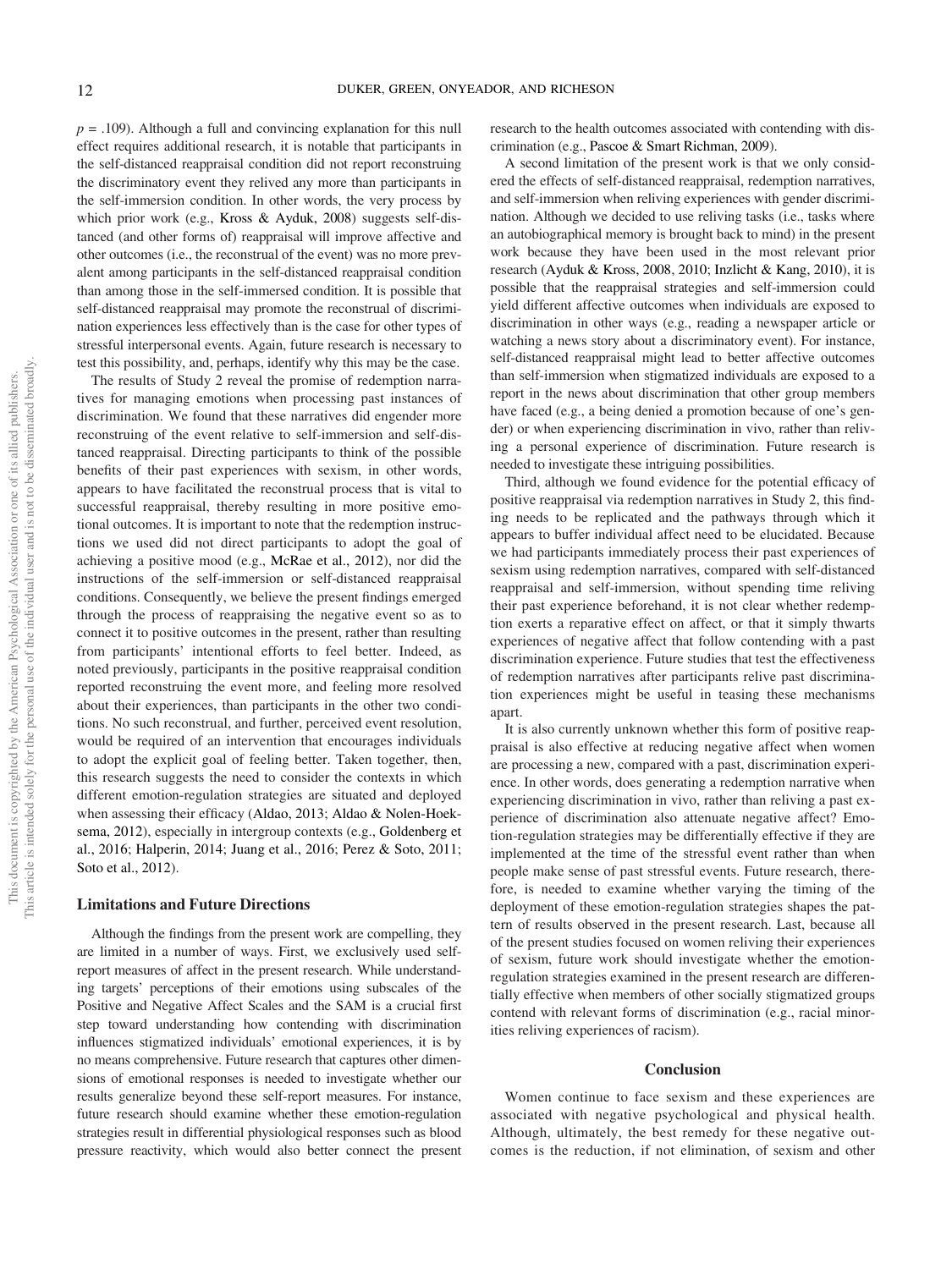$p = .109$). Although a full and convincing explanation for this null effect requires additional research, it is notable that participants in the self-distanced reappraisal condition did not report reconstruing the discriminatory event they relived any more than participants in the self-immersion condition. In other words, the very process by which prior work (e.g., Kross & Ayduk, 2008) suggests self-distanced (and other forms of) reappraisal will improve affective and other outcomes (i.e., the reconstrual of the event) was no more prevalent among participants in the self-distanced reappraisal condition than among those in the self-immersed condition. It is possible that self-distanced reappraisal may promote the reconstrual of discrimination experiences less effectively than is the case for other types of stressful interpersonal events. Again, future research is necessary to test this possibility, and, perhaps, identify why this may be the case.

The results of Study 2 reveal the promise of redemption narratives for managing emotions when processing past instances of discrimination. We found that these narratives did engender more reconstruing of the event relative to self-immersion and self-distanced reappraisal. Directing participants to think of the possible benefits of their past experiences with sexism, in other words, appears to have facilitated the reconstrual process that is vital to successful reappraisal, thereby resulting in more positive emotional outcomes. It is important to note that the redemption instructions we used did not direct participants to adopt the goal of achieving a positive mood (e.g., McRae et al., 2012), nor did the instructions of the self-immersion or self-distanced reappraisal conditions. Consequently, we believe the present findings emerged through the process of reappraising the negative event so as to connect it to positive outcomes in the present, rather than resulting from participants' intentional efforts to feel better. Indeed, as noted previously, participants in the positive reappraisal condition reported reconstruing the event more, and feeling more resolved about their experiences, than participants in the other two conditions. No such reconstrual, and further, perceived event resolution, would be required of an intervention that encourages individuals to adopt the explicit goal of feeling better. Taken together, then, this research suggests the need to consider the contexts in which different emotion-regulation strategies are situated and deployed when assessing their efficacy (Aldao, 2013; Aldao & Nolen-Hoeksema, 2012), especially in intergroup contexts (e.g., Goldenberg et al., 2016; Halperin, 2014; Juang et al., 2016; Perez & Soto, 2011; Soto et al., 2012).

## Limitations and Future Directions

Although the findings from the present work are compelling, they are limited in a number of ways. First, we exclusively used self-report measures of affect in the present research. While understanding targets' perceptions of their emotions using subscales of the Positive and Negative Affect Scales and the SAM is a crucial first step toward understanding how contending with discrimination influences stigmatized individuals' emotional experiences, it is by no means comprehensive. Future research that captures other dimensions of emotional responses is needed to investigate whether our results generalize beyond these self-report measures. For instance, future research should examine whether these emotion-regulation strategies result in differential physiological responses such as blood pressure reactivity, which would also better connect the present research to the health outcomes associated with contending with discrimination (e.g., Pascoe & Smart Richman, 2009).

A second limitation of the present work is that we only considered the effects of self-distanced reappraisal, redemption narratives, and self-immersion when reliving experiences with gender discrimination. Although we decided to use reliving tasks (i.e., tasks where an autobiographical memory is brought back to mind) in the present work because they have been used in the most relevant prior research (Ayduk & Kross, 2008, 2010; Inzlicht & Kang, 2010), it is possible that the reappraisal strategies and self-immersion could yield different affective outcomes when individuals are exposed to discrimination in other ways (e.g., reading a newspaper article or watching a news story about a discriminatory event). For instance, self-distanced reappraisal might lead to better affective outcomes than self-immersion when stigmatized individuals are exposed to a report in the news about discrimination that other group members have faced (e.g., a being denied a promotion because of one's gender) or when experiencing discrimination in vivo, rather than reliving a personal experience of discrimination. Future research is needed to investigate these intriguing possibilities.

Third, although we found evidence for the potential efficacy of positive reappraisal via redemption narratives in Study 2, this finding needs to be replicated and the pathways through which it appears to buffer individual affect need to be elucidated. Because we had participants immediately process their past experiences of sexism using redemption narratives, compared with self-distanced reappraisal and self-immersion, without spending time reliving their past experience beforehand, it is not clear whether redemption exerts a reparative effect on affect, or that it simply thwarts experiences of negative affect that follow contending with a past discrimination experience. Future studies that test the effectiveness of redemption narratives after participants relive past discrimination experiences might be useful in teasing these mechanisms apart.

It is also currently unknown whether this form of positive reappraisal is also effective at reducing negative affect when women are processing a new, compared with a past, discrimination experience. In other words, does generating a redemption narrative when experiencing discrimination in vivo, rather than reliving a past experience of discrimination also attenuate negative affect? Emotion-regulation strategies may be differentially effective if they are implemented at the time of the stressful event rather than when people make sense of past stressful events. Future research, therefore, is needed to examine whether varying the timing of the deployment of these emotion-regulation strategies shapes the pattern of results observed in the present research. Last, because all of the present studies focused on women reliving their experiences of sexism, future work should investigate whether the emotion-regulation strategies examined in the present research are differentially effective when members of other socially stigmatized groups contend with relevant forms of discrimination (e.g., racial minorities reliving experiences of racism).

## Conclusion

Women continue to face sexism and these experiences are associated with negative psychological and physical health. Although, ultimately, the best remedy for these negative outcomes is the reduction, if not elimination, of sexism and other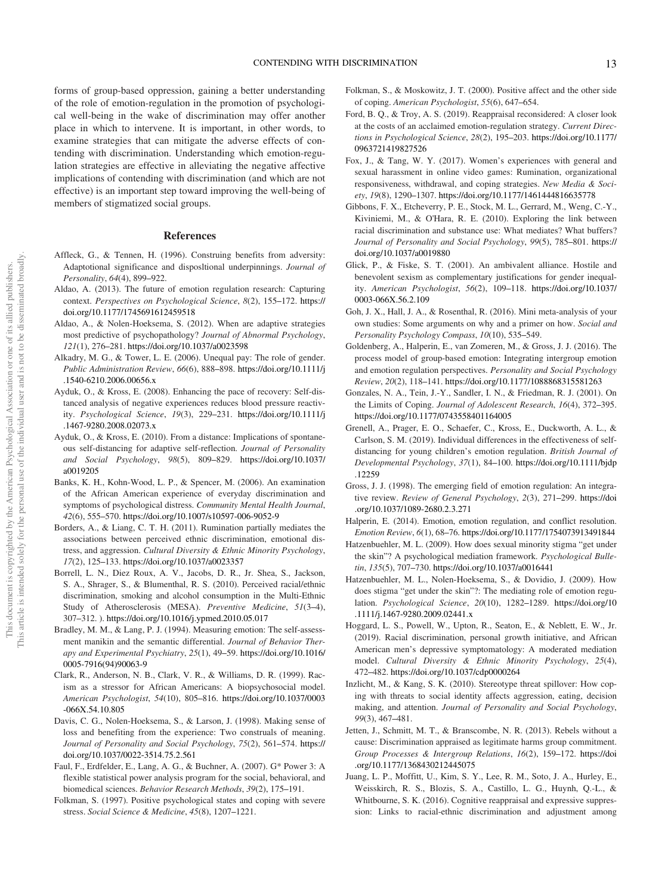forms of group-based oppression, gaining a better understanding of the role of emotion-regulation in the promotion of psychological well-being in the wake of discrimination may offer another place in which to intervene. It is important, in other words, to examine strategies that can mitigate the adverse effects of contending with discrimination. Understanding which emotion-regulation strategies are effective in alleviating the negative affective implications of contending with discrimination (and which are not effective) is an important step toward improving the well-being of members of stigmatized social groups.

## References

Affleck, G., & Tennen, H. (1996). Construing benefits from adversity: Adaptotional significance and disposltional underpinnings. *Journal of Personality*, *64*(4), 899–922.

Aldao, A. (2013). The future of emotion regulation research: Capturing context. *Perspectives on Psychological Science*, *8*(2), 155–172. https://doi.org/10.1177/1745691612459518

Aldao, A., & Nolen-Hoeksema, S. (2012). When are adaptive strategies most predictive of psychopathology? *Journal of Abnormal Psychology*, *121*(1), 276–281. https://doi.org/10.1037/a0023598

Alkadry, M. G., & Tower, L. E. (2006). Unequal pay: The role of gender. *Public Administration Review*, *66*(6), 888–898. https://doi.org/10.1111/j.1540-6210.2006.00656.x

Ayduk, O., & Kross, E. (2008). Enhancing the pace of recovery: Self-distanced analysis of negative experiences reduces blood pressure reactivity. *Psychological Science*, *19*(3), 229–231. https://doi.org/10.1111/j.1467-9280.2008.02073.x

Ayduk, O., & Kross, E. (2010). From a distance: Implications of spontaneous self-distancing for adaptive self-reflection. *Journal of Personality and Social Psychology*, *98*(5), 809–829. https://doi.org/10.1037/a0019205

Banks, K. H., Kohn-Wood, L. P., & Spencer, M. (2006). An examination of the African American experience of everyday discrimination and symptoms of psychological distress. *Community Mental Health Journal*, *42*(6), 555–570. https://doi.org/10.1007/s10597-006-9052-9

Borders, A., & Liang, C. T. H. (2011). Rumination partially mediates the associations between perceived ethnic discrimination, emotional distress, and aggression. *Cultural Diversity & Ethnic Minority Psychology*, *17*(2), 125–133. https://doi.org/10.1037/a0023357

Borrell, L. N., Diez Roux, A. V., Jacobs, D. R., Jr. Shea, S., Jackson, S. A., Shrager, S., & Blumenthal, R. S. (2010). Perceived racial/ethnic discrimination, smoking and alcohol consumption in the Multi-Ethnic Study of Atherosclerosis (MESA). *Preventive Medicine*, *51*(3–4), 307–312. ). https://doi.org/10.1016/j.ypmed.2010.05.017

Bradley, M. M., & Lang, P. J. (1994). Measuring emotion: The self-assessment manikin and the semantic differential. *Journal of Behavior Therapy and Experimental Psychiatry*, *25*(1), 49–59. https://doi.org/10.1016/0005-7916(94)90063-9

Clark, R., Anderson, N. B., Clark, V. R., & Williams, D. R. (1999). Racism as a stressor for African Americans: A biopsychosocial model. *American Psychologist*, *54*(10), 805–816. https://doi.org/10.1037/0003-066X.54.10.805

Davis, C. G., Nolen-Hoeksema, S., & Larson, J. (1998). Making sense of loss and benefiting from the experience: Two construals of meaning. *Journal of Personality and Social Psychology*, *75*(2), 561–574. https://doi.org/10.1037/0022-3514.75.2.561

Faul, F., Erdfelder, E., Lang, A. G., & Buchner, A. (2007). G* Power 3: A flexible statistical power analysis program for the social, behavioral, and biomedical sciences. *Behavior Research Methods*, *39*(2), 175–191.

Folkman, S. (1997). Positive psychological states and coping with severe stress. *Social Science & Medicine*, *45*(8), 1207–1221.

Folkman, S., & Moskowitz, J. T. (2000). Positive affect and the other side of coping. *American Psychologist*, *55*(6), 647–654.

Ford, B. Q., & Troy, A. S. (2019). Reappraisal reconsidered: A closer look at the costs of an acclaimed emotion-regulation strategy. *Current Directions in Psychological Science*, *28*(2), 195–203. https://doi.org/10.1177/0963721419827526

Fox, J., & Tang, W. Y. (2017). Women's experiences with general and sexual harassment in online video games: Rumination, organizational responsiveness, withdrawal, and coping strategies. *New Media & Society*, *19*(8), 1290–1307. https://doi.org/10.1177/1461444816635778

Gibbons, F. X., Etcheverry, P. E., Stock, M. L., Gerrard, M., Weng, C.-Y., Kiviniemi, M., & O'Hara, R. E. (2010). Exploring the link between racial discrimination and substance use: What mediates? What buffers? *Journal of Personality and Social Psychology*, *99*(5), 785–801. https://doi.org/10.1037/a0019880

Glick, P., & Fiske, S. T. (2001). An ambivalent alliance. Hostile and benevolent sexism as complementary justifications for gender inequality. *American Psychologist*, *56*(2), 109–118. https://doi.org/10.1037/0003-066X.56.2.109

Goh, J. X., Hall, J. A., & Rosenthal, R. (2016). Mini meta-analysis of your own studies: Some arguments on why and a primer on how. *Social and Personality Psychology Compass*, *10*(10), 535–549.

Goldenberg, A., Halperin, E., van Zomeren, M., & Gross, J. J. (2016). The process model of group-based emotion: Integrating intergroup emotion and emotion regulation perspectives. *Personality and Social Psychology Review*, *20*(2), 118–141. https://doi.org/10.1177/1088868315581263

Gonzales, N. A., Tein, J.-Y., Sandler, I. N., & Friedman, R. J. (2001). On the Limits of Coping. *Journal of Adolescent Research*, *16*(4), 372–395. https://doi.org/10.1177/0743558401164005

Grenell, A., Prager, E. O., Schaefer, C., Kross, E., Duckworth, A. L., & Carlson, S. M. (2019). Individual differences in the effectiveness of self-distancing for young children's emotion regulation. *British Journal of Developmental Psychology*, *37*(1), 84–100. https://doi.org/10.1111/bjdp.12259

Gross, J. J. (1998). The emerging field of emotion regulation: An integrative review. *Review of General Psychology*, *2*(3), 271–299. https://doi.org/10.1037/1089-2680.2.3.271

Halperin, E. (2014). Emotion, emotion regulation, and conflict resolution. *Emotion Review*, *6*(1), 68–76. https://doi.org/10.1177/1754073913491844

Hatzenbuehler, M. L. (2009). How does sexual minority stigma "get under the skin"? A psychological mediation framework. *Psychological Bulletin*, *135*(5), 707–730. https://doi.org/10.1037/a0016441

Hatzenbuehler, M. L., Nolen-Hoeksema, S., & Dovidio, J. (2009). How does stigma "get under the skin"?: The mediating role of emotion regulation. *Psychological Science*, *20*(10), 1282–1289. https://doi.org/10.1111/j.1467-9280.2009.02441.x

Hoggard, L. S., Powell, W., Upton, R., Seaton, E., & Neblett, E. W., Jr. (2019). Racial discrimination, personal growth initiative, and African American men's depressive symptomatology: A moderated mediation model. *Cultural Diversity & Ethnic Minority Psychology*, *25*(4), 472–482. https://doi.org/10.1037/cdp0000264

Inzlicht, M., & Kang, S. K. (2010). Stereotype threat spillover: How coping with threats to social identity affects aggression, eating, decision making, and attention. *Journal of Personality and Social Psychology*, *99*(3), 467–481.

Jetten, J., Schmitt, M. T., & Branscombe, N. R. (2013). Rebels without a cause: Discrimination appraised as legitimate harms group commitment. *Group Processes & Intergroup Relations*, *16*(2), 159–172. https://doi.org/10.1177/1368430212445075

Juang, L. P., Moffitt, U., Kim, S. Y., Lee, R. M., Soto, J. A., Hurley, E., Weisskirch, R. S., Blozis, S. A., Castillo, L. G., Huynh, Q.-L., & Whitbourne, S. K. (2016). Cognitive reappraisal and expressive suppression: Links to racial-ethnic discrimination and adjustment among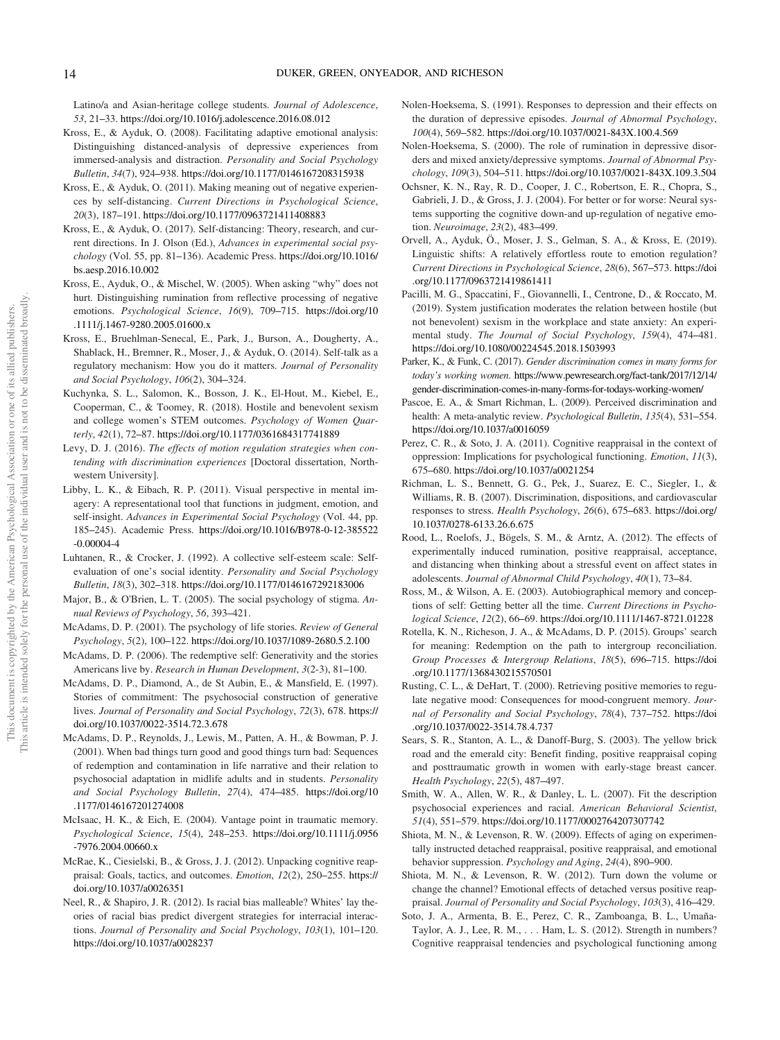Latino/a and Asian-heritage college students. *Journal of Adolescence*, *53*, 21–33. https://doi.org/10.1016/j.adolescence.2016.08.012

Kross, E., & Ayduk, O. (2008). Facilitating adaptive emotional analysis: Distinguishing distanced-analysis of depressive experiences from immersed-analysis and distraction. *Personality and Social Psychology Bulletin*, *34*(7), 924–938. https://doi.org/10.1177/0146167208315938

Kross, E., & Ayduk, O. (2011). Making meaning out of negative experiences by self-distancing. *Current Directions in Psychological Science*, *20*(3), 187–191. https://doi.org/10.1177/0963721411408883

Kross, E., & Ayduk, O. (2017). Self-distancing: Theory, research, and current directions. In J. Olson (Ed.), *Advances in experimental social psychology* (Vol. 55, pp. 81–136). Academic Press. https://doi.org/10.1016/bs.aesp.2016.10.002

Kross, E., Ayduk, O., & Mischel, W. (2005). When asking "why" does not hurt. Distinguishing rumination from reflective processing of negative emotions. *Psychological Science*, *16*(9), 709–715. https://doi.org/10.1111/j.1467-9280.2005.01600.x

Kross, E., Bruehlman-Senecal, E., Park, J., Burson, A., Dougherty, A., Shablack, H., Bremner, R., Moser, J., & Ayduk, O. (2014). Self-talk as a regulatory mechanism: How you do it matters. *Journal of Personality and Social Psychology*, *106*(2), 304–324.

Kuchynka, S. L., Salomon, K., Bosson, J. K., El-Hout, M., Kiebel, E., Cooperman, C., & Toomey, R. (2018). Hostile and benevolent sexism and college women's STEM outcomes. *Psychology of Women Quarterly*, *42*(1), 72–87. https://doi.org/10.1177/0361684317741889

Levy, D. J. (2016). *The effects of motion regulation strategies when contending with discrimination experiences* [Doctoral dissertation, Northwestern University].

Libby, L. K., & Eibach, R. P. (2011). Visual perspective in mental imagery: A representational tool that functions in judgment, emotion, and self-insight. *Advances in Experimental Social Psychology* (Vol. 44, pp. 185–245). Academic Press. https://doi.org/10.1016/B978-0-12-385522-0.00004-4

Luhtanen, R., & Crocker, J. (1992). A collective self-esteem scale: Self-evaluation of one's social identity. *Personality and Social Psychology Bulletin*, *18*(3), 302–318. https://doi.org/10.1177/0146167292183006

Major, B., & O'Brien, L. T. (2005). The social psychology of stigma. *Annual Reviews of Psychology*, *56*, 393–421.

McAdams, D. P. (2001). The psychology of life stories. *Review of General Psychology*, *5*(2), 100–122. https://doi.org/10.1037/1089-2680.5.2.100

McAdams, D. P. (2006). The redemptive self: Generativity and the stories Americans live by. *Research in Human Development*, *3*(2-3), 81–100.

McAdams, D. P., Diamond, A., de St Aubin, E., & Mansfield, E. (1997). Stories of commitment: The psychosocial construction of generative lives. *Journal of Personality and Social Psychology*, *72*(3), 678. https://doi.org/10.1037/0022-3514.72.3.678

McAdams, D. P., Reynolds, J., Lewis, M., Patten, A. H., & Bowman, P. J. (2001). When bad things turn good and good things turn bad: Sequences of redemption and contamination in life narrative and their relation to psychosocial adaptation in midlife adults and in students. *Personality and Social Psychology Bulletin*, *27*(4), 474–485. https://doi.org/10.1177/0146167201274008

McIsaac, H. K., & Eich, E. (2004). Vantage point in traumatic memory. *Psychological Science*, *15*(4), 248–253. https://doi.org/10.1111/j.0956-7976.2004.00660.x

McRae, K., Ciesielski, B., & Gross, J. J. (2012). Unpacking cognitive reappraisal: Goals, tactics, and outcomes. *Emotion*, *12*(2), 250–255. https://doi.org/10.1037/a0026351

Neel, R., & Shapiro, J. R. (2012). Is racial bias malleable? Whites' lay theories of racial bias predict divergent strategies for interracial interactions. *Journal of Personality and Social Psychology*, *103*(1), 101–120. https://doi.org/10.1037/a0028237

Nolen-Hoeksema, S. (1991). Responses to depression and their effects on the duration of depressive episodes. *Journal of Abnormal Psychology*, *100*(4), 569–582. https://doi.org/10.1037/0021-843X.100.4.569

Nolen-Hoeksema, S. (2000). The role of rumination in depressive disorders and mixed anxiety/depressive symptoms. *Journal of Abnormal Psychology*, *109*(3), 504–511. https://doi.org/10.1037/0021-843X.109.3.504

Ochsner, K. N., Ray, R. D., Cooper, J. C., Robertson, E. R., Chopra, S., Gabrieli, J. D., & Gross, J. J. (2004). For better or for worse: Neural systems supporting the cognitive down-and up-regulation of negative emotion. *Neuroimage*, *23*(2), 483–499.

Orvell, A., Ayduk, Ö., Moser, J. S., Gelman, S. A., & Kross, E. (2019). Linguistic shifts: A relatively effortless route to emotion regulation? *Current Directions in Psychological Science*, *28*(6), 567–573. https://doi.org/10.1177/0963721419861411

Pacilli, M. G., Spaccatini, F., Giovannelli, I., Centrone, D., & Roccato, M. (2019). System justification moderates the relation between hostile (but not benevolent) sexism in the workplace and state anxiety: An experimental study. *The Journal of Social Psychology*, *159*(4), 474–481. https://doi.org/10.1080/00224545.2018.1503993

Parker, K., & Funk, C. (2017). *Gender discrimination comes in many forms for today's working women.* https://www.pewresearch.org/fact-tank/2017/12/14/gender-discrimination-comes-in-many-forms-for-todays-working-women/

Pascoe, E. A., & Smart Richman, L. (2009). Perceived discrimination and health: A meta-analytic review. *Psychological Bulletin*, *135*(4), 531–554. https://doi.org/10.1037/a0016059

Perez, C. R., & Soto, J. A. (2011). Cognitive reappraisal in the context of oppression: Implications for psychological functioning. *Emotion*, *11*(3), 675–680. https://doi.org/10.1037/a0021254

Richman, L. S., Bennett, G. G., Pek, J., Suarez, E. C., Siegler, I., & Williams, R. B. (2007). Discrimination, dispositions, and cardiovascular responses to stress. *Health Psychology*, *26*(6), 675–683. https://doi.org/10.1037/0278-6133.26.6.675

Rood, L., Roelofs, J., Bögels, S. M., & Arntz, A. (2012). The effects of experimentally induced rumination, positive reappraisal, acceptance, and distancing when thinking about a stressful event on affect states in adolescents. *Journal of Abnormal Child Psychology*, *40*(1), 73–84.

Ross, M., & Wilson, A. E. (2003). Autobiographical memory and conceptions of self: Getting better all the time. *Current Directions in Psychological Science*, *12*(2), 66–69. https://doi.org/10.1111/1467-8721.01228

Rotella, K. N., Richeson, J. A., & McAdams, D. P. (2015). Groups' search for meaning: Redemption on the path to intergroup reconciliation. *Group Processes & Intergroup Relations*, *18*(5), 696–715. https://doi.org/10.1177/1368430215570501

Rusting, C. L., & DeHart, T. (2000). Retrieving positive memories to regulate negative mood: Consequences for mood-congruent memory. *Journal of Personality and Social Psychology*, *78*(4), 737–752. https://doi.org/10.1037/0022-3514.78.4.737

Sears, S. R., Stanton, A. L., & Danoff-Burg, S. (2003). The yellow brick road and the emerald city: Benefit finding, positive reappraisal coping and posttraumatic growth in women with early-stage breast cancer. *Health Psychology*, *22*(5), 487–497.

Smith, W. A., Allen, W. R., & Danley, L. L. (2007). Fit the description psychosocial experiences and racial. *American Behavioral Scientist*, *51*(4), 551–579. https://doi.org/10.1177/0002764207307742

Shiota, M. N., & Levenson, R. W. (2009). Effects of aging on experimentally instructed detached reappraisal, positive reappraisal, and emotional behavior suppression. *Psychology and Aging*, *24*(4), 890–900.

Shiota, M. N., & Levenson, R. W. (2012). Turn down the volume or change the channel? Emotional effects of detached versus positive reappraisal. *Journal of Personality and Social Psychology*, *103*(3), 416–429.

Soto, J. A., Armenta, B. E., Perez, C. R., Zamboanga, B. L., Umaña-Taylor, A. J., Lee, R. M., . . . Ham, L. S. (2012). Strength in numbers? Cognitive reappraisal tendencies and psychological functioning among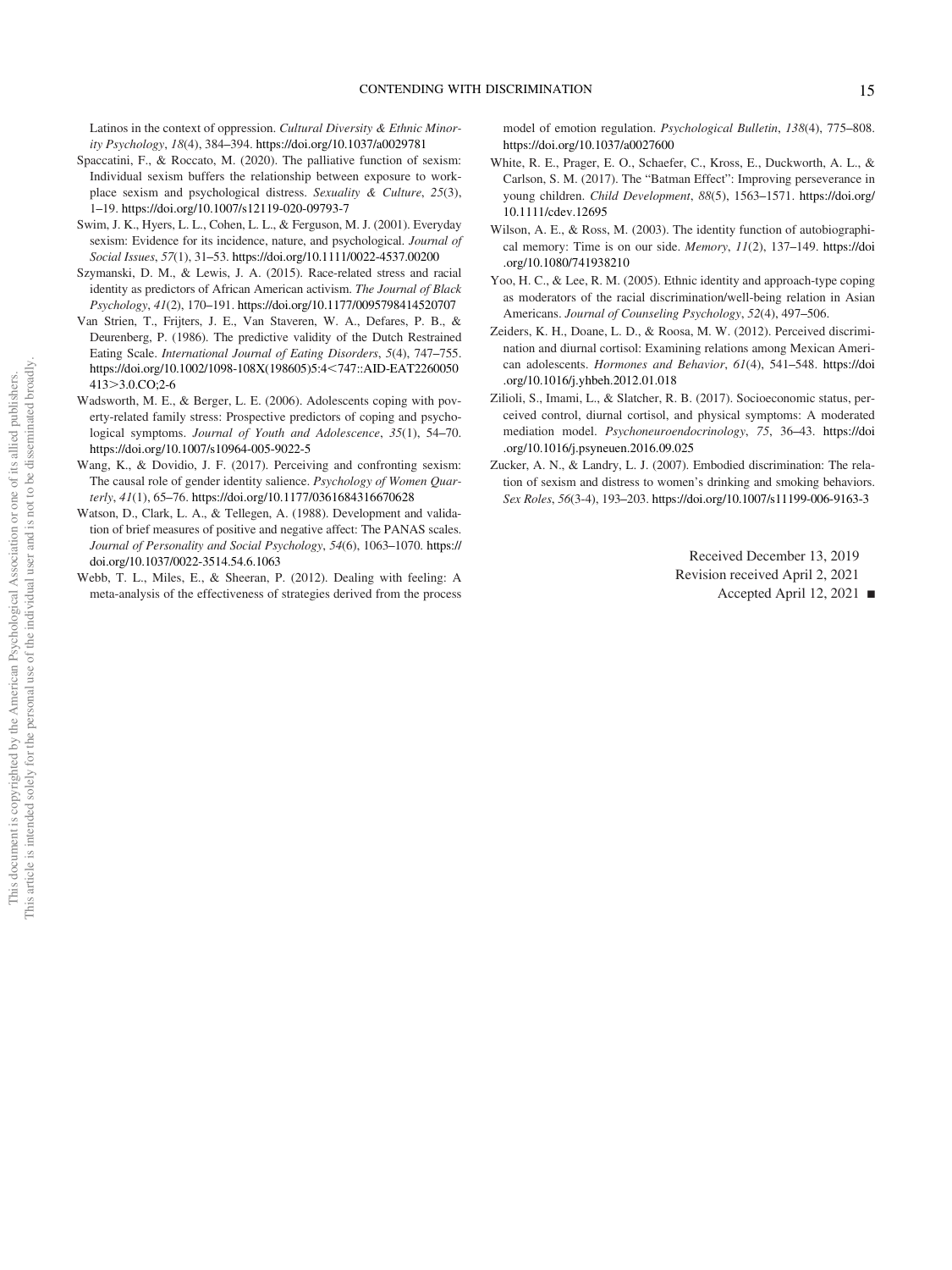Latinos in the context of oppression. *Cultural Diversity & Ethnic Minority Psychology*, *18*(4), 384–394. https://doi.org/10.1037/a0029781

Spaccatini, F., & Roccato, M. (2020). The palliative function of sexism: Individual sexism buffers the relationship between exposure to workplace sexism and psychological distress. *Sexuality & Culture*, *25*(3), 1–19. https://doi.org/10.1007/s12119-020-09793-7

Swim, J. K., Hyers, L. L., Cohen, L. L., & Ferguson, M. J. (2001). Everyday sexism: Evidence for its incidence, nature, and psychological. *Journal of Social Issues*, *57*(1), 31–53. https://doi.org/10.1111/0022-4537.00200

Szymanski, D. M., & Lewis, J. A. (2015). Race-related stress and racial identity as predictors of African American activism. *The Journal of Black Psychology*, *41*(2), 170–191. https://doi.org/10.1177/0095798414520707

Van Strien, T., Frijters, J. E., Van Staveren, W. A., Defares, P. B., & Deurenberg, P. (1986). The predictive validity of the Dutch Restrained Eating Scale. *International Journal of Eating Disorders*, *5*(4), 747–755. https://doi.org/10.1002/1098-108X(198605)5:4<747::AID-EAT2260050413>3.0.CO;2-6

Wadsworth, M. E., & Berger, L. E. (2006). Adolescents coping with poverty-related family stress: Prospective predictors of coping and psychological symptoms. *Journal of Youth and Adolescence*, *35*(1), 54–70. https://doi.org/10.1007/s10964-005-9022-5

Wang, K., & Dovidio, J. F. (2017). Perceiving and confronting sexism: The causal role of gender identity salience. *Psychology of Women Quarterly*, *41*(1), 65–76. https://doi.org/10.1177/0361684316670628

Watson, D., Clark, L. A., & Tellegen, A. (1988). Development and validation of brief measures of positive and negative affect: The PANAS scales. *Journal of Personality and Social Psychology*, *54*(6), 1063–1070. https://doi.org/10.1037/0022-3514.54.6.1063

Webb, T. L., Miles, E., & Sheeran, P. (2012). Dealing with feeling: A meta-analysis of the effectiveness of strategies derived from the process model of emotion regulation. *Psychological Bulletin*, *138*(4), 775–808. https://doi.org/10.1037/a0027600

White, R. E., Prager, E. O., Schaefer, C., Kross, E., Duckworth, A. L., & Carlson, S. M. (2017). The "Batman Effect": Improving perseverance in young children. *Child Development*, *88*(5), 1563–1571. https://doi.org/10.1111/cdev.12695

Wilson, A. E., & Ross, M. (2003). The identity function of autobiographical memory: Time is on our side. *Memory*, *11*(2), 137–149. https://doi.org/10.1080/741938210

Yoo, H. C., & Lee, R. M. (2005). Ethnic identity and approach-type coping as moderators of the racial discrimination/well-being relation in Asian Americans. *Journal of Counseling Psychology*, *52*(4), 497–506.

Zeiders, K. H., Doane, L. D., & Roosa, M. W. (2012). Perceived discrimination and diurnal cortisol: Examining relations among Mexican American adolescents. *Hormones and Behavior*, *61*(4), 541–548. https://doi.org/10.1016/j.yhbeh.2012.01.018

Zilioli, S., Imami, L., & Slatcher, R. B. (2017). Socioeconomic status, perceived control, diurnal cortisol, and physical symptoms: A moderated mediation model. *Psychoneuroendocrinology*, *75*, 36–43. https://doi.org/10.1016/j.psyneuen.2016.09.025

Zucker, A. N., & Landry, L. J. (2007). Embodied discrimination: The relation of sexism and distress to women's drinking and smoking behaviors. *Sex Roles*, *56*(3-4), 193–203. https://doi.org/10.1007/s11199-006-9163-3

Received December 13, 2019
Revision received April 2, 2021
Accepted April 12, 2021 ■